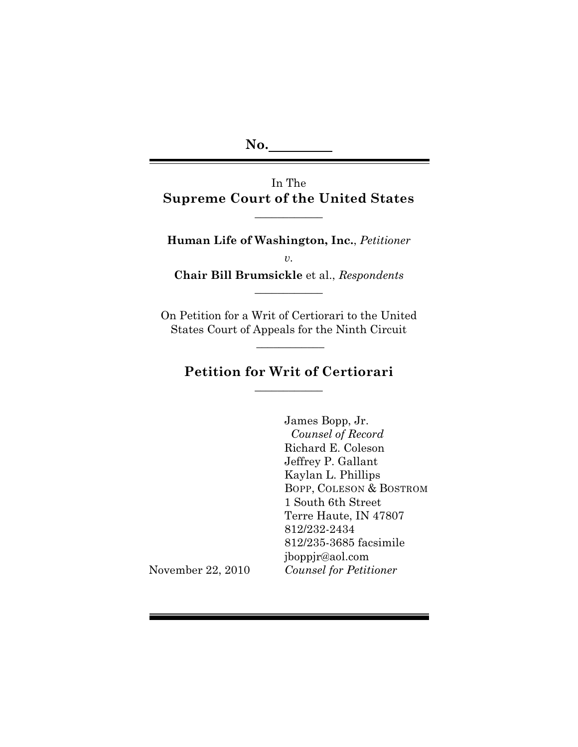No.\_\_\_\_\_\_\_\_\_

In The

**Supreme Court of the United States**

---

**Human Life of Washington, Inc.**, *Petitioner*

*v.*

**Chair Bill Brumsickle** et al., *Respondents*

---

On Petition for a Writ of Certiorari to the United States Court of Appeals for the Ninth Circuit

---

## Petition for Writ of Certiorari

---

James Bopp, Jr.
*Counsel of Record*
Richard E. Coleson
Jeffrey P. Gallant
Kaylan L. Phillips
BOPP, COLESON & BOSTROM
1 South 6th Street
Terre Haute, IN 47807
812/232-2434
812/235-3685 facsimile
jboppjr@aol.com
*Counsel for Petitioner*

November 22, 2010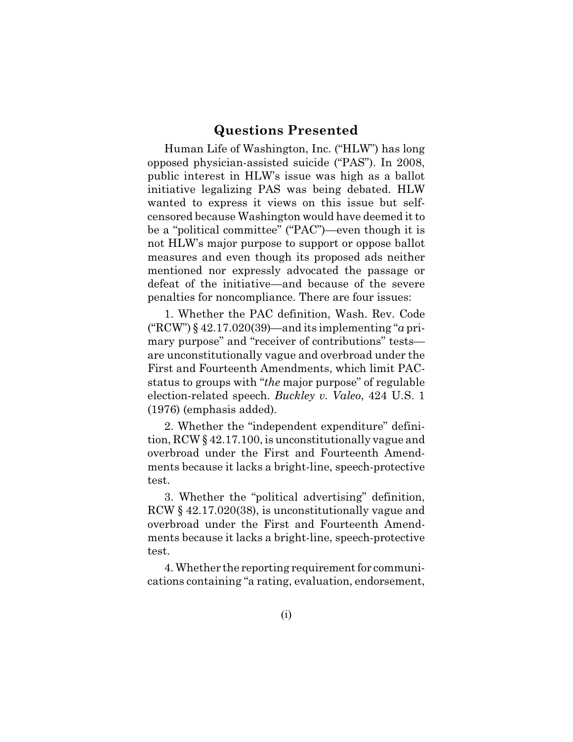## Questions Presented

Human Life of Washington, Inc. ("HLW") has long opposed physician-assisted suicide ("PAS"). In 2008, public interest in HLW's issue was high as a ballot initiative legalizing PAS was being debated. HLW wanted to express it views on this issue but self-censored because Washington would have deemed it to be a "political committee" ("PAC")—even though it is not HLW's major purpose to support or oppose ballot measures and even though its proposed ads neither mentioned nor expressly advocated the passage or defeat of the initiative—and because of the severe penalties for noncompliance. There are four issues:

1. Whether the PAC definition, Wash. Rev. Code ("RCW") § 42.17.020(39)—and its implementing "*a* primary purpose" and "receiver of contributions" tests—are unconstitutionally vague and overbroad under the First and Fourteenth Amendments, which limit PAC-status to groups with "*the* major purpose" of regulable election-related speech. *Buckley v. Valeo*, 424 U.S. 1 (1976) (emphasis added).

2. Whether the "independent expenditure" definition, RCW § 42.17.100, is unconstitutionally vague and overbroad under the First and Fourteenth Amendments because it lacks a bright-line, speech-protective test.

3. Whether the "political advertising" definition, RCW § 42.17.020(38), is unconstitutionally vague and overbroad under the First and Fourteenth Amendments because it lacks a bright-line, speech-protective test.

4. Whether the reporting requirement for communications containing "a rating, evaluation, endorsement,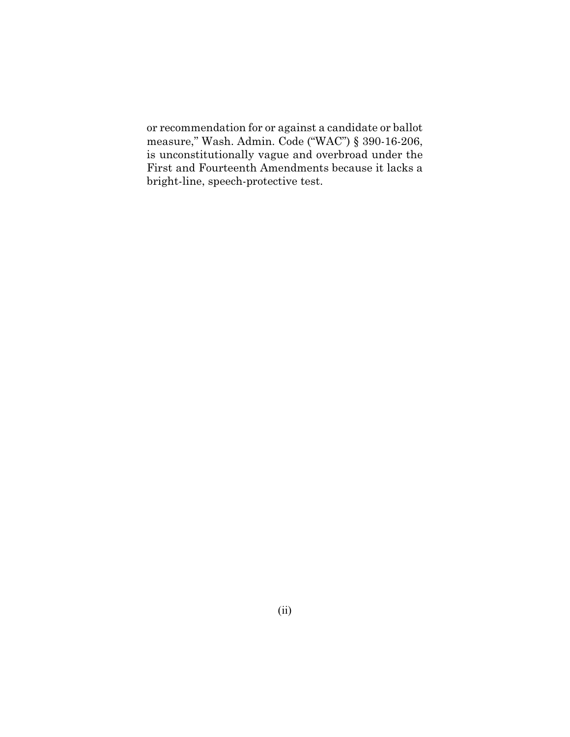or recommendation for or against a candidate or ballot measure," Wash. Admin. Code ("WAC") § 390-16-206, is unconstitutionally vague and overbroad under the First and Fourteenth Amendments because it lacks a bright-line, speech-protective test.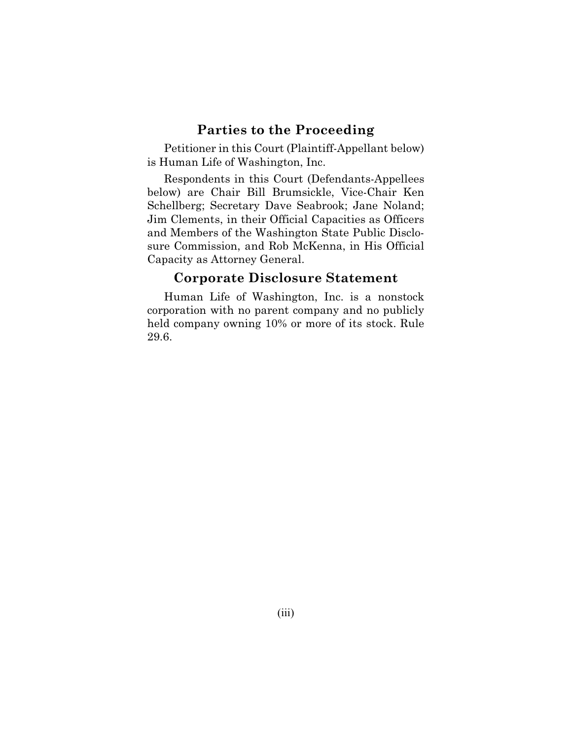## Parties to the Proceeding

Petitioner in this Court (Plaintiff-Appellant below) is Human Life of Washington, Inc.

Respondents in this Court (Defendants-Appellees below) are Chair Bill Brumsickle, Vice-Chair Ken Schellberg; Secretary Dave Seabrook; Jane Noland; Jim Clements, in their Official Capacities as Officers and Members of the Washington State Public Disclosure Commission, and Rob McKenna, in His Official Capacity as Attorney General.

## Corporate Disclosure Statement

Human Life of Washington, Inc. is a nonstock corporation with no parent company and no publicly held company owning 10% or more of its stock. Rule 29.6.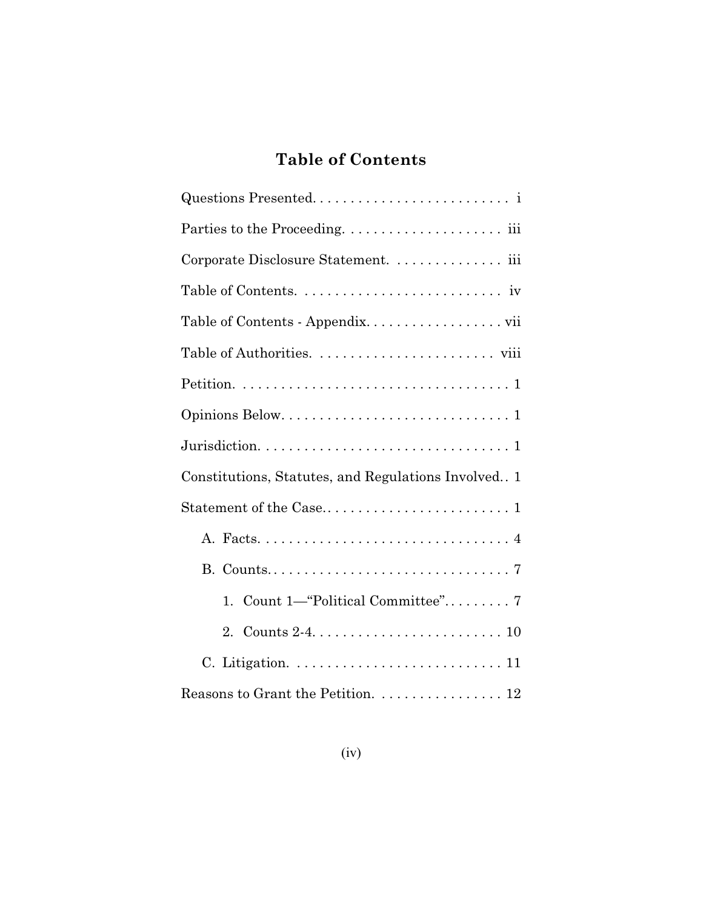# Table of Contents

Questions Presented. . . . . . . . . . . . . . . . . . . . . . . . . . i

Parties to the Proceeding. . . . . . . . . . . . . . . . . . . . . iii

Corporate Disclosure Statement. . . . . . . . . . . . . . . iii

Table of Contents. . . . . . . . . . . . . . . . . . . . . . . . . . . iv

Table of Contents - Appendix. . . . . . . . . . . . . . . . . . vii

Table of Authorities. . . . . . . . . . . . . . . . . . . . . . . . viii

Petition. . . . . . . . . . . . . . . . . . . . . . . . . . . . . . . . . . . . 1

Opinions Below. . . . . . . . . . . . . . . . . . . . . . . . . . . . . 1

Jurisdiction. . . . . . . . . . . . . . . . . . . . . . . . . . . . . . . . . 1

Constitutions, Statutes, and Regulations Involved. . 1

Statement of the Case. . . . . . . . . . . . . . . . . . . . . . . . . 1

  A. Facts. . . . . . . . . . . . . . . . . . . . . . . . . . . . . . . . . 4

  B. Counts. . . . . . . . . . . . . . . . . . . . . . . . . . . . . . . . 7

    1. Count 1—“Political Committee”. . . . . . . . . 7

    2. Counts 2-4. . . . . . . . . . . . . . . . . . . . . . . . . 10

  C. Litigation. . . . . . . . . . . . . . . . . . . . . . . . . . . . 11

Reasons to Grant the Petition. . . . . . . . . . . . . . . . . 12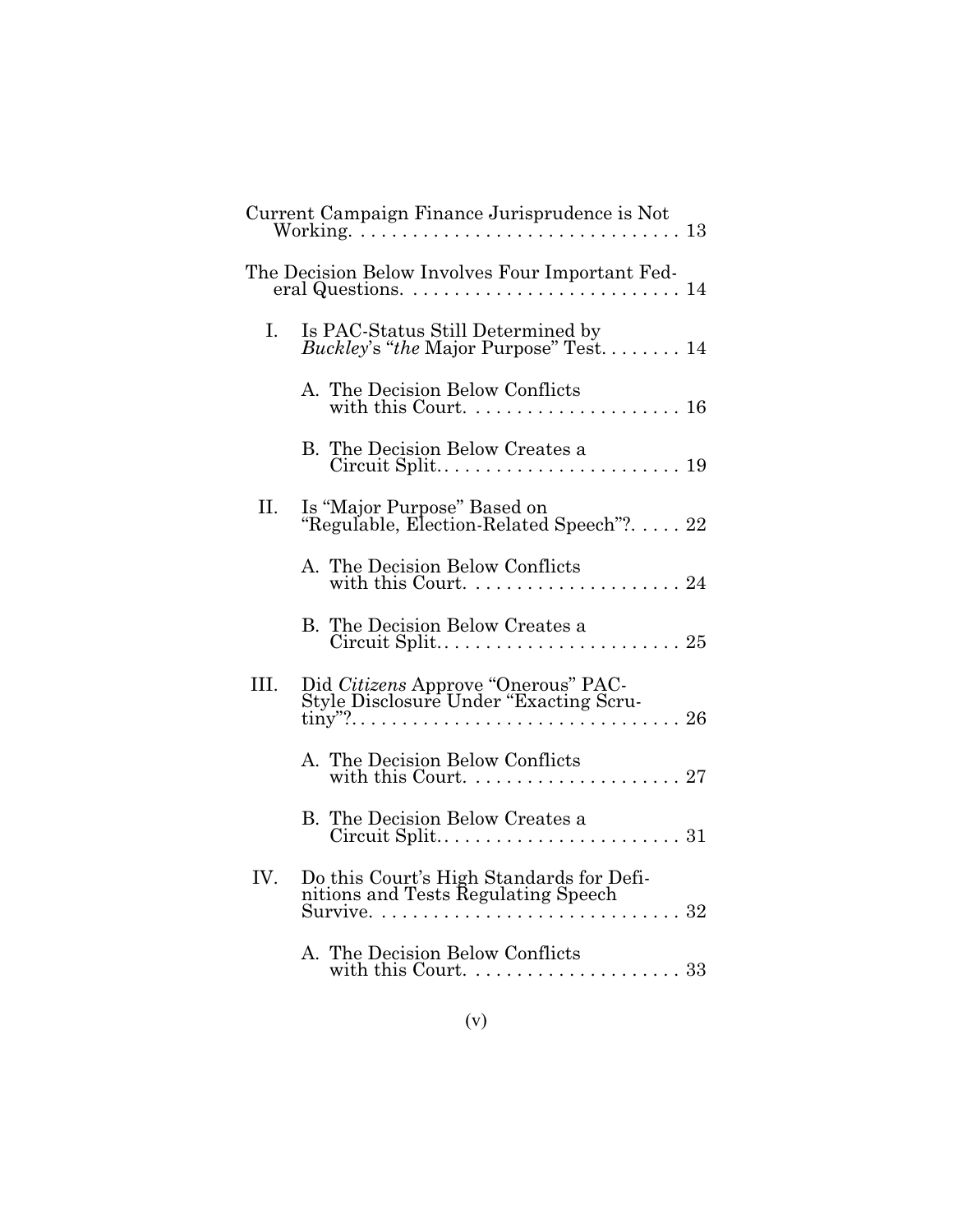Current Campaign Finance Jurisprudence is Not Working. . . . . . . . . . . . . . . . . . . . . . . . . . . . . . . . 13

The Decision Below Involves Four Important Federal Questions. . . . . . . . . . . . . . . . . . . . . . . . . . . . 14

I. Is PAC-Status Still Determined by *Buckley*'s "*the* Major Purpose" Test. . . . . . . . 14

   A. The Decision Below Conflicts with this Court. . . . . . . . . . . . . . . . . . . . . 16

   B. The Decision Below Creates a Circuit Split. . . . . . . . . . . . . . . . . . . . . . . . . 19

II. Is "Major Purpose" Based on "Regulable, Election-Related Speech"?. . . . . 22

   A. The Decision Below Conflicts with this Court. . . . . . . . . . . . . . . . . . . . . 24

   B. The Decision Below Creates a Circuit Split. . . . . . . . . . . . . . . . . . . . . . . . . 25

III. Did *Citizens* Approve "Onerous" PAC-Style Disclosure Under "Exacting Scrutiny"?. . . . . . . . . . . . . . . . . . . . . . . . . . . . . . . . 26

   A. The Decision Below Conflicts with this Court. . . . . . . . . . . . . . . . . . . . . 27

   B. The Decision Below Creates a Circuit Split. . . . . . . . . . . . . . . . . . . . . . . . . 31

IV. Do this Court's High Standards for Definitions and Tests Regulating Speech Survive. . . . . . . . . . . . . . . . . . . . . . . . . . . . . . 32

   A. The Decision Below Conflicts with this Court. . . . . . . . . . . . . . . . . . . . . 33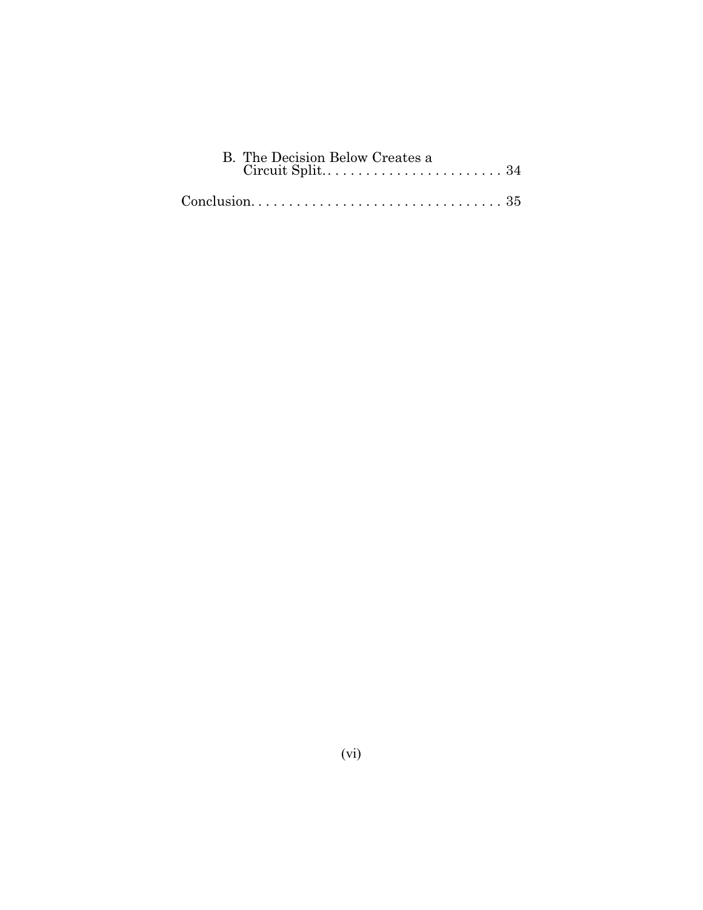B. The Decision Below Creates a Circuit Split. . . . . . . . . . . . . . . . . . . . . . . . 34

Conclusion. . . . . . . . . . . . . . . . . . . . . . . . . . . . . . . . . . 35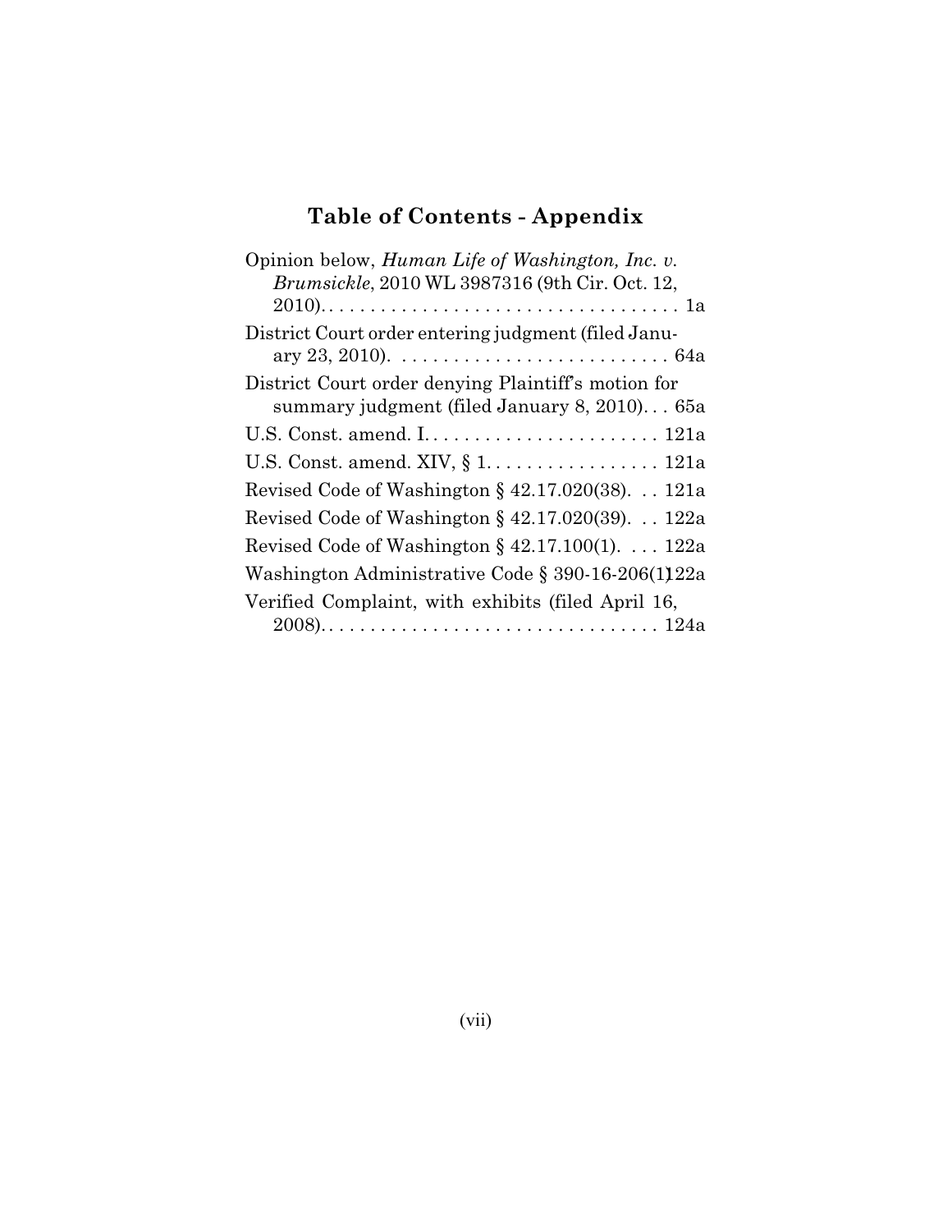## Table of Contents - Appendix

Opinion below, *Human Life of Washington, Inc. v. Brumsickle*, 2010 WL 3987316 (9th Cir. Oct. 12, 2010). . . . . . . . . . . . . . . . . . . . . . . . . . . . . . . . . . . 1a

District Court order entering judgment (filed January 23, 2010). . . . . . . . . . . . . . . . . . . . . . . . . . . 64a

District Court order denying Plaintiff's motion for summary judgment (filed January 8, 2010). . . 65a

U.S. Const. amend. I. . . . . . . . . . . . . . . . . . . . . . . 121a

U.S. Const. amend. XIV, § 1. . . . . . . . . . . . . . . . . 121a

Revised Code of Washington § 42.17.020(38). . . 121a

Revised Code of Washington § 42.17.020(39). . . 122a

Revised Code of Washington § 42.17.100(1). . . . 122a

Washington Administrative Code § 390-16-206(1) 122a

Verified Complaint, with exhibits (filed April 16, 2008). . . . . . . . . . . . . . . . . . . . . . . . . . . . . . . . 124a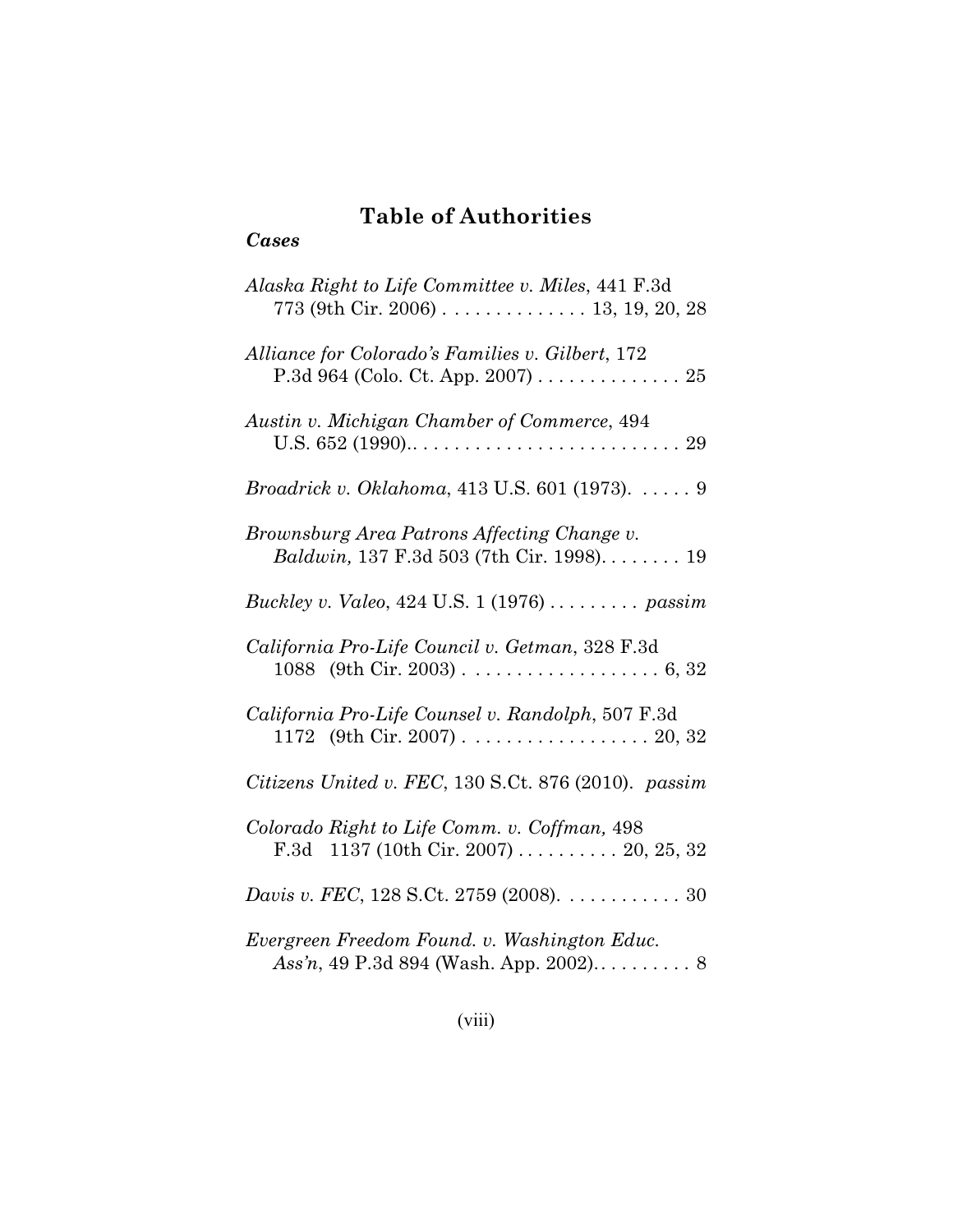# Table of Authorities

### *Cases*

*Alaska Right to Life Committee v. Miles*, 441 F.3d 773 (9th Cir. 2006) . . . . . . . . . . . . . . 13, 19, 20, 28

*Alliance for Colorado's Families v. Gilbert*, 172 P.3d 964 (Colo. Ct. App. 2007) . . . . . . . . . . . . . . 25

*Austin v. Michigan Chamber of Commerce*, 494 U.S. 652 (1990).. . . . . . . . . . . . . . . . . . . . . . . . . . 29

*Broadrick v. Oklahoma*, 413 U.S. 601 (1973). . . . . . 9

*Brownsburg Area Patrons Affecting Change v. Baldwin,* 137 F.3d 503 (7th Cir. 1998). . . . . . . . 19

*Buckley v. Valeo*, 424 U.S. 1 (1976) . . . . . . . . . *passim*

*California Pro-Life Council v. Getman*, 328 F.3d 1088 (9th Cir. 2003) . . . . . . . . . . . . . . . . . . . 6, 32

*California Pro-Life Counsel v. Randolph*, 507 F.3d 1172 (9th Cir. 2007) . . . . . . . . . . . . . . . . . . 20, 32

*Citizens United v. FEC*, 130 S.Ct. 876 (2010). *passim*

*Colorado Right to Life Comm. v. Coffman,* 498 F.3d 1137 (10th Cir. 2007) . . . . . . . . . . 20, 25, 32

*Davis v. FEC*, 128 S.Ct. 2759 (2008). . . . . . . . . . . . 30

*Evergreen Freedom Found. v. Washington Educ. Ass'n*, 49 P.3d 894 (Wash. App. 2002). . . . . . . . . . 8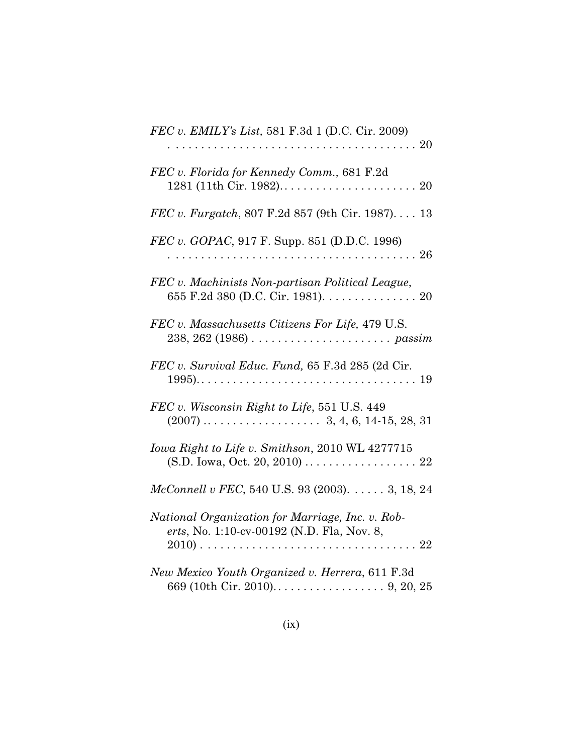*FEC v. EMILY's List,* 581 F.3d 1 (D.C. Cir. 2009) . . . . . . . . . . . . . . . . . . . . . . . . . . . . . . . . . . . . . . . 20

*FEC v. Florida for Kennedy Comm.,* 681 F.2d 1281 (11th Cir. 1982). . . . . . . . . . . . . . . . . . . . . . 20

*FEC v. Furgatch*, 807 F.2d 857 (9th Cir. 1987). . . . 13

*FEC v. GOPAC*, 917 F. Supp. 851 (D.D.C. 1996) . . . . . . . . . . . . . . . . . . . . . . . . . . . . . . . . . . . . . . . 26

*FEC v. Machinists Non-partisan Political League*, 655 F.2d 380 (D.C. Cir. 1981). . . . . . . . . . . . . . . 20

*FEC v. Massachusetts Citizens For Life,* 479 U.S. 238, 262 (1986) . . . . . . . . . . . . . . . . . . . . . . *passim*

*FEC v. Survival Educ. Fund,* 65 F.3d 285 (2d Cir. 1995). . . . . . . . . . . . . . . . . . . . . . . . . . . . . . . . . . . 19

*FEC v. Wisconsin Right to Life*, 551 U.S. 449 (2007) . . . . . . . . . . . . . . . . . . 3, 4, 6, 14-15, 28, 31

*Iowa Right to Life v. Smithson*, 2010 WL 4277715 (S.D. Iowa, Oct. 20, 2010) . . . . . . . . . . . . . . . . . . 22

*McConnell v FEC*, 540 U.S. 93 (2003). . . . . . 3, 18, 24

*National Organization for Marriage, Inc. v. Roberts*, No. 1:10-cv-00192 (N.D. Fla, Nov. 8, 2010) . . . . . . . . . . . . . . . . . . . . . . . . . . . . . . . . . . 22

*New Mexico Youth Organized v. Herrera*, 611 F.3d 669 (10th Cir. 2010). . . . . . . . . . . . . . . . . . 9, 20, 25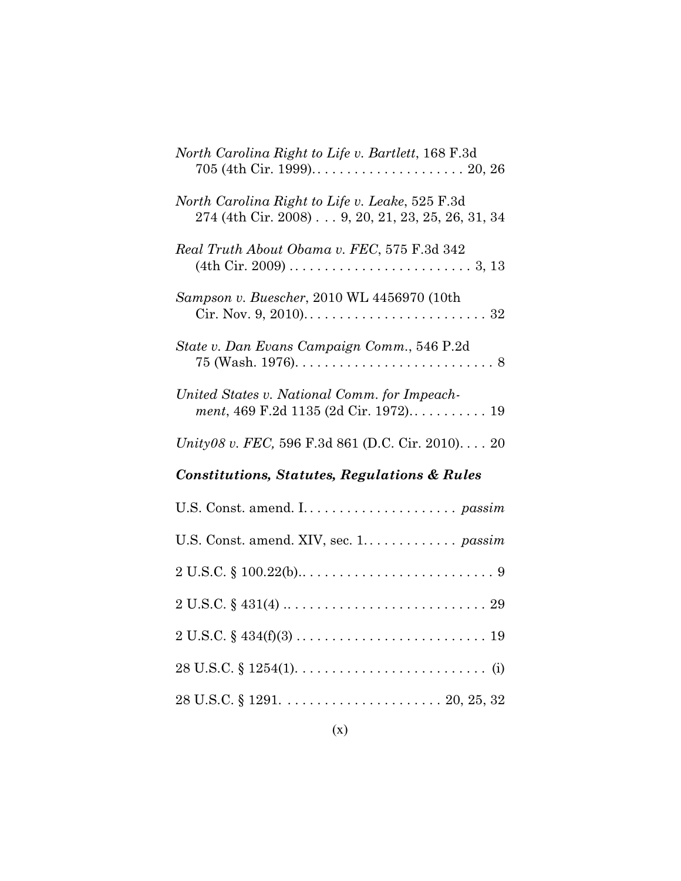*North Carolina Right to Life v. Bartlett*, 168 F.3d 705 (4th Cir. 1999). . . . . . . . . . . . . . . . . . . . . 20, 26

*North Carolina Right to Life v. Leake*, 525 F.3d 274 (4th Cir. 2008) . . . 9, 20, 21, 23, 25, 26, 31, 34

*Real Truth About Obama v. FEC*, 575 F.3d 342 (4th Cir. 2009) . . . . . . . . . . . . . . . . . . . . . . . . . 3, 13

*Sampson v. Buescher*, 2010 WL 4456970 (10th Cir. Nov. 9, 2010). . . . . . . . . . . . . . . . . . . . . . . . . 32

*State v. Dan Evans Campaign Comm.*, 546 P.2d 75 (Wash. 1976). . . . . . . . . . . . . . . . . . . . . . . . . . . 8

*United States v. National Comm. for Impeachment*, 469 F.2d 1135 (2d Cir. 1972). . . . . . . . . . . 19

*Unity08 v. FEC,* 596 F.3d 861 (D.C. Cir. 2010). . . . 20

### *Constitutions, Statutes, Regulations & Rules*

U.S. Const. amend. I. . . . . . . . . . . . . . . . . . . . . *passim*

U.S. Const. amend. XIV, sec. 1. . . . . . . . . . . . . *passim*

2 U.S.C. § 100.22(b).. . . . . . . . . . . . . . . . . . . . . . . . . . 9

2 U.S.C. § 431(4) .. . . . . . . . . . . . . . . . . . . . . . . . . . 29

2 U.S.C. § 434(f)(3) . . . . . . . . . . . . . . . . . . . . . . . . . . 19

28 U.S.C. § 1254(1). . . . . . . . . . . . . . . . . . . . . . . . . . (i)

28 U.S.C. § 1291. . . . . . . . . . . . . . . . . . . . . . 20, 25, 32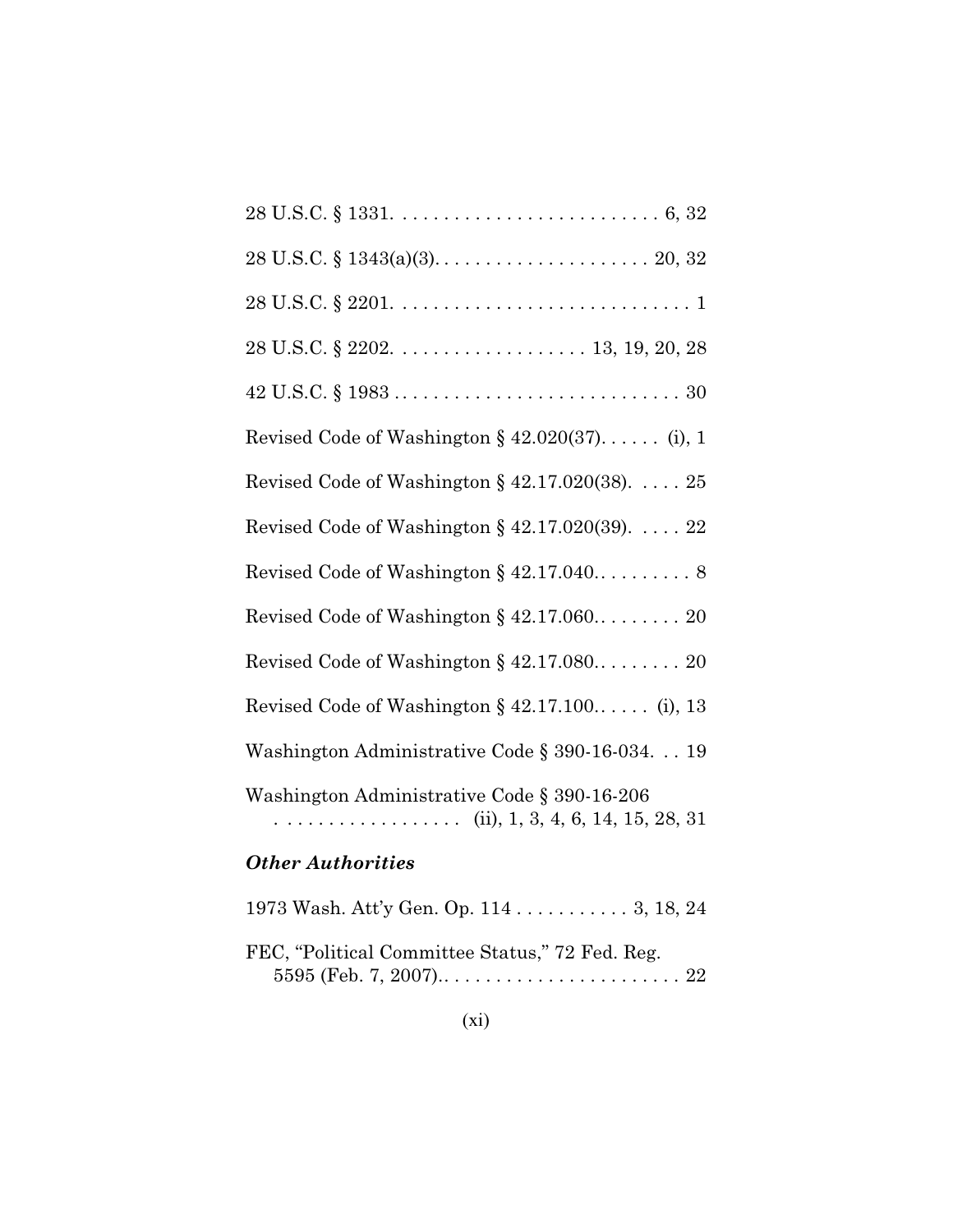28 U.S.C. § 1331. . . . . . . . . . . . . . . . . . . . . . . . . . 6, 32

28 U.S.C. § 1343(a)(3). . . . . . . . . . . . . . . . . . . . . 20, 32

28 U.S.C. § 2201. . . . . . . . . . . . . . . . . . . . . . . . . . . . 1

28 U.S.C. § 2202. . . . . . . . . . . . . . . . . . . 13, 19, 20, 28

42 U.S.C. § 1983 . . . . . . . . . . . . . . . . . . . . . . . . . . . . 30

Revised Code of Washington § 42.020(37). . . . . . (i), 1

Revised Code of Washington § 42.17.020(38). . . . . 25

Revised Code of Washington § 42.17.020(39). . . . . 22

Revised Code of Washington § 42.17.040.. . . . . . . . . 8

Revised Code of Washington § 42.17.060.. . . . . . . . 20

Revised Code of Washington § 42.17.080.. . . . . . . . 20

Revised Code of Washington § 42.17.100.. . . . . (i), 13

Washington Administrative Code § 390-16-034. . . 19

Washington Administrative Code § 390-16-206 . . . . . . . . . . . . . . . . . . (ii), 1, 3, 4, 6, 14, 15, 28, 31

### *Other Authorities*

1973 Wash. Att'y Gen. Op. 114 . . . . . . . . . . . 3, 18, 24

FEC, "Political Committee Status," 72 Fed. Reg. 5595 (Feb. 7, 2007).. . . . . . . . . . . . . . . . . . . . . . . 22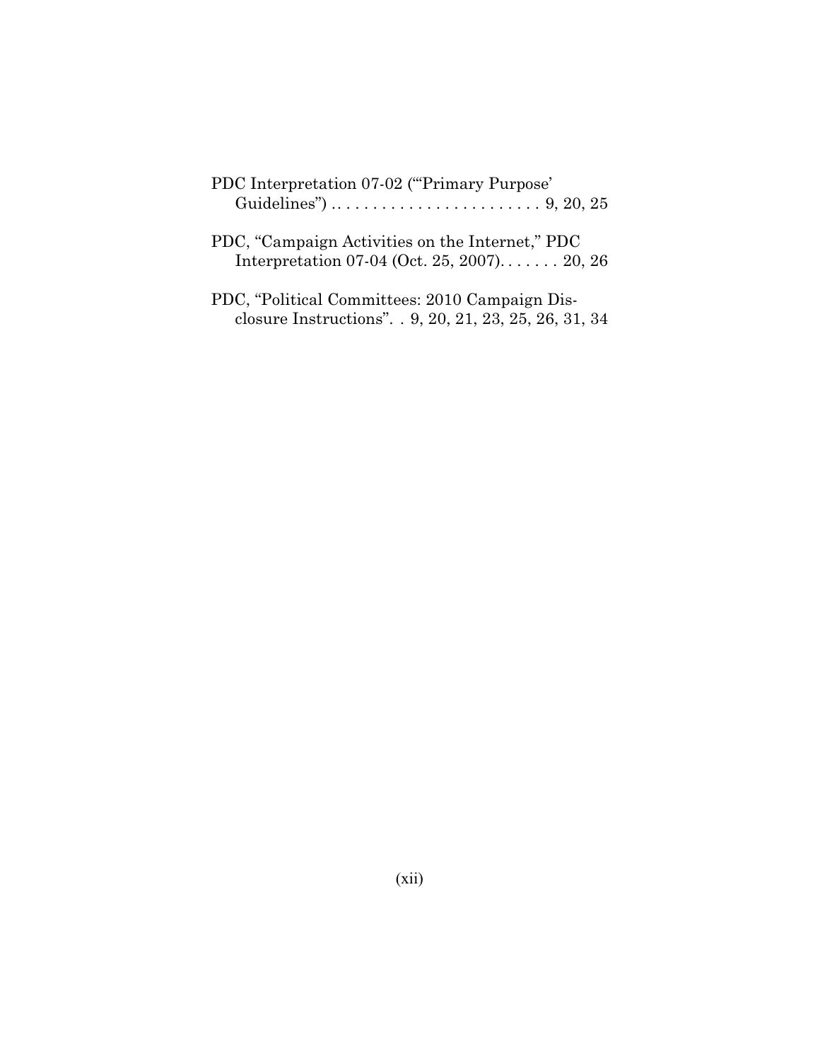PDC Interpretation 07-02 ("'Primary Purpose' Guidelines") . . . . . . . . . . . . . . . . . . . . . . . . . 9, 20, 25

PDC, "Campaign Activities on the Internet," PDC Interpretation 07-04 (Oct. 25, 2007). . . . . . . 20, 26

PDC, "Political Committees: 2010 Campaign Disclosure Instructions". . 9, 20, 21, 23, 25, 26, 31, 34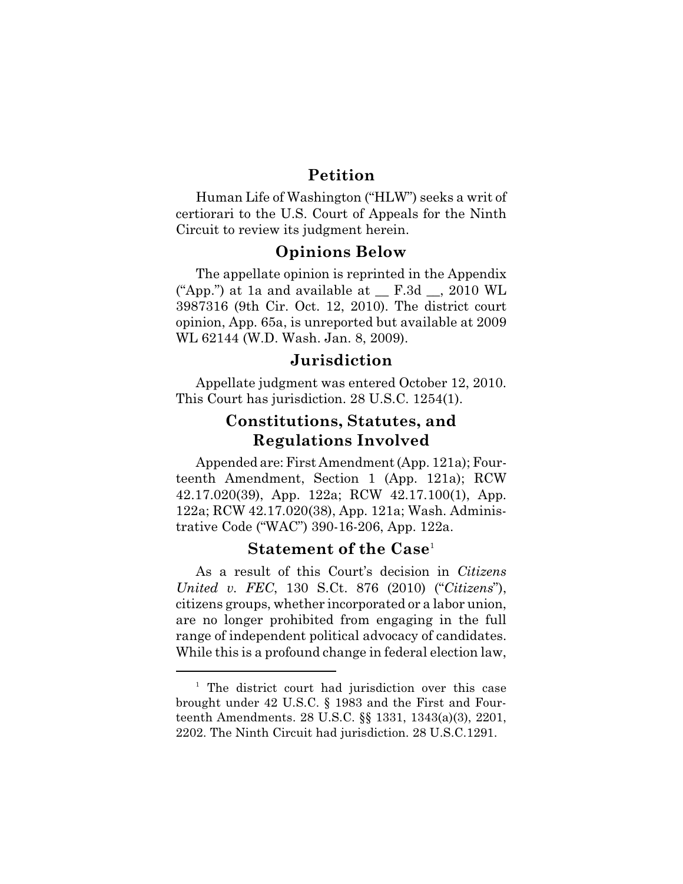## Petition

Human Life of Washington ("HLW") seeks a writ of certiorari to the U.S. Court of Appeals for the Ninth Circuit to review its judgment herein.

## Opinions Below

The appellate opinion is reprinted in the Appendix ("App.") at 1a and available at __ F.3d __, 2010 WL 3987316 (9th Cir. Oct. 12, 2010). The district court opinion, App. 65a, is unreported but available at 2009 WL 62144 (W.D. Wash. Jan. 8, 2009).

## Jurisdiction

Appellate judgment was entered October 12, 2010. This Court has jurisdiction. 28 U.S.C. 1254(1).

## Constitutions, Statutes, and Regulations Involved

Appended are: First Amendment (App. 121a); Fourteenth Amendment, Section 1 (App. 121a); RCW 42.17.020(39), App. 122a; RCW 42.17.100(1), App. 122a; RCW 42.17.020(38), App. 121a; Wash. Administrative Code ("WAC") 390-16-206, App. 122a.

## Statement of the Case[1]

As a result of this Court's decision in *Citizens United v. FEC*, 130 S.Ct. 876 (2010) ("*Citizens*"), citizens groups, whether incorporated or a labor union, are no longer prohibited from engaging in the full range of independent political advocacy of candidates. While this is a profound change in federal election law,

---

[1] The district court had jurisdiction over this case brought under 42 U.S.C. § 1983 and the First and Fourteenth Amendments. 28 U.S.C. §§ 1331, 1343(a)(3), 2201, 2202. The Ninth Circuit had jurisdiction. 28 U.S.C.1291.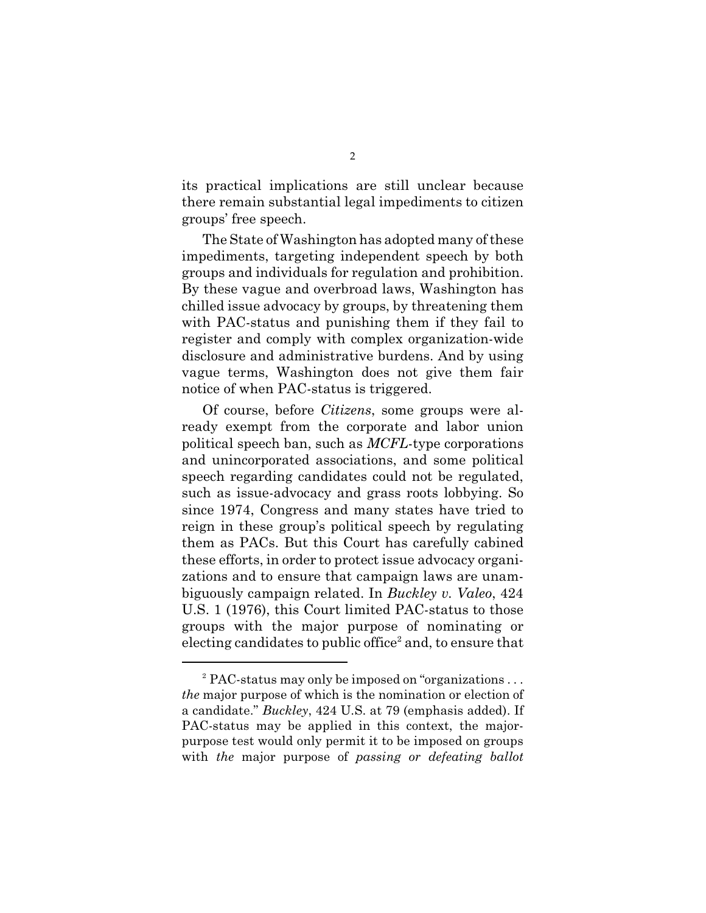its practical implications are still unclear because there remain substantial legal impediments to citizen groups' free speech.

The State of Washington has adopted many of these impediments, targeting independent speech by both groups and individuals for regulation and prohibition. By these vague and overbroad laws, Washington has chilled issue advocacy by groups, by threatening them with PAC-status and punishing them if they fail to register and comply with complex organization-wide disclosure and administrative burdens. And by using vague terms, Washington does not give them fair notice of when PAC-status is triggered.

Of course, before *Citizens*, some groups were already exempt from the corporate and labor union political speech ban, such as *MCFL*-type corporations and unincorporated associations, and some political speech regarding candidates could not be regulated, such as issue-advocacy and grass roots lobbying. So since 1974, Congress and many states have tried to reign in these group's political speech by regulating them as PACs. But this Court has carefully cabined these efforts, in order to protect issue advocacy organizations and to ensure that campaign laws are unambiguously campaign related. In *Buckley v. Valeo*, 424 U.S. 1 (1976), this Court limited PAC-status to those groups with the major purpose of nominating or electing candidates to public office[2] and, to ensure that

---

[2] PAC-status may only be imposed on "organizations . . . *the* major purpose of which is the nomination or election of a candidate." *Buckley*, 424 U.S. at 79 (emphasis added). If PAC-status may be applied in this context, the major-purpose test would only permit it to be imposed on groups with *the* major purpose of *passing or defeating ballot*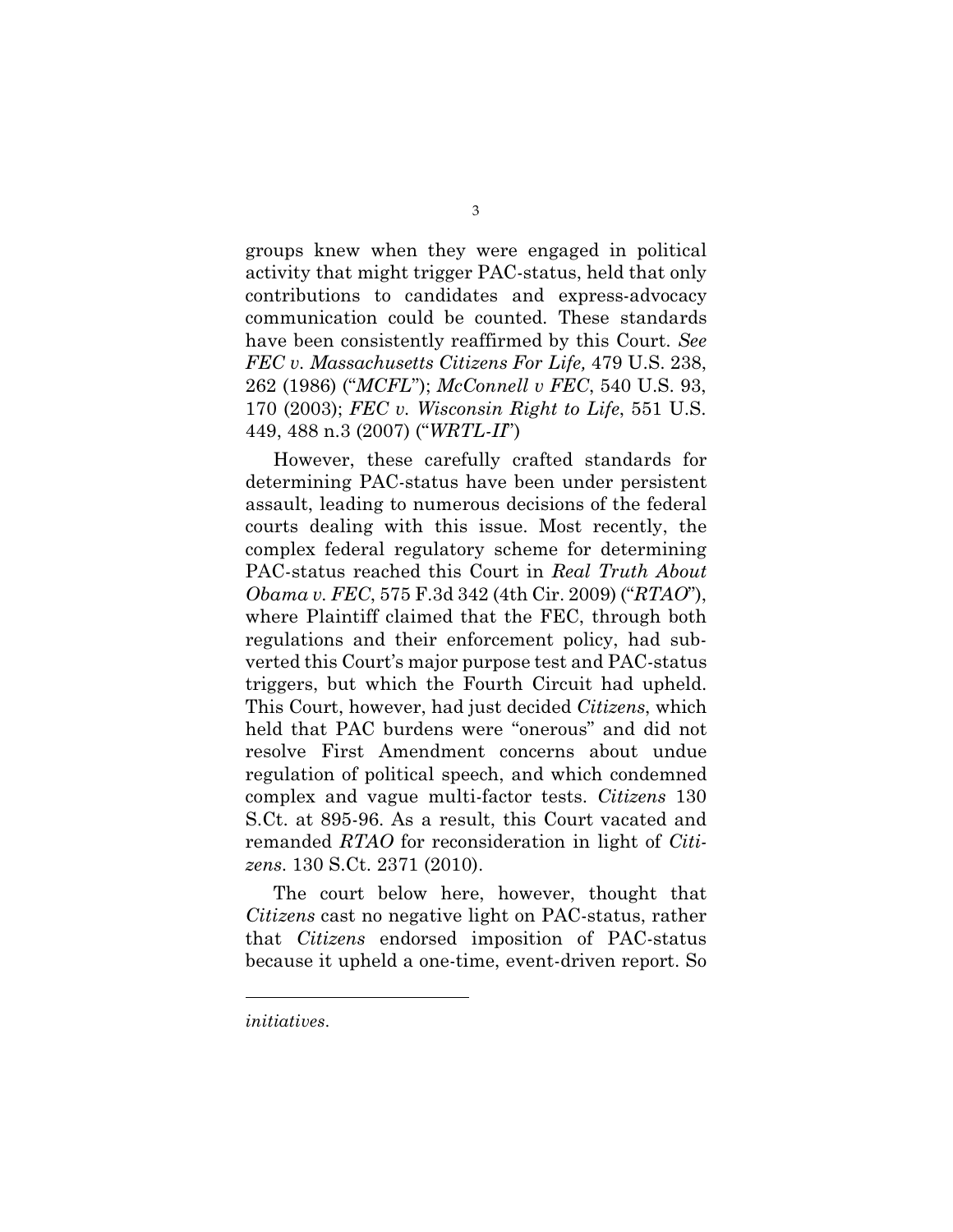groups knew when they were engaged in political activity that might trigger PAC-status, held that only contributions to candidates and express-advocacy communication could be counted. These standards have been consistently reaffirmed by this Court. *See FEC v. Massachusetts Citizens For Life,* 479 U.S. 238, 262 (1986) ("*MCFL*"); *McConnell v FEC*, 540 U.S. 93, 170 (2003); *FEC v. Wisconsin Right to Life*, 551 U.S. 449, 488 n.3 (2007) ("*WRTL-II*")

However, these carefully crafted standards for determining PAC-status have been under persistent assault, leading to numerous decisions of the federal courts dealing with this issue. Most recently, the complex federal regulatory scheme for determining PAC-status reached this Court in *Real Truth About Obama v. FEC*, 575 F.3d 342 (4th Cir. 2009) ("*RTAO*"), where Plaintiff claimed that the FEC, through both regulations and their enforcement policy, had subverted this Court's major purpose test and PAC-status triggers, but which the Fourth Circuit had upheld. This Court, however, had just decided *Citizens*, which held that PAC burdens were "onerous" and did not resolve First Amendment concerns about undue regulation of political speech, and which condemned complex and vague multi-factor tests. *Citizens* 130 S.Ct. at 895-96. As a result, this Court vacated and remanded *RTAO* for reconsideration in light of *Citizens*. 130 S.Ct. 2371 (2010).

The court below here, however, thought that *Citizens* cast no negative light on PAC-status, rather that *Citizens* endorsed imposition of PAC-status because it upheld a one-time, event-driven report. So

*initiatives*.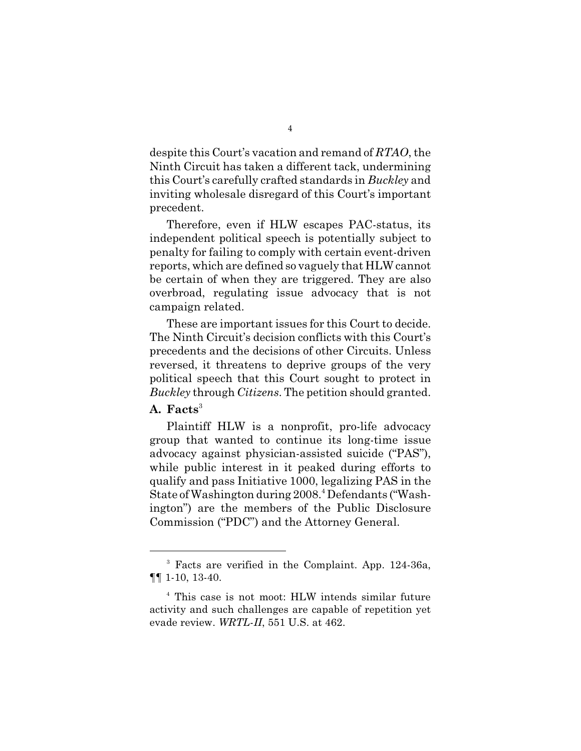despite this Court's vacation and remand of *RTAO*, the Ninth Circuit has taken a different tack, undermining this Court's carefully crafted standards in *Buckley* and inviting wholesale disregard of this Court's important precedent.

Therefore, even if HLW escapes PAC-status, its independent political speech is potentially subject to penalty for failing to comply with certain event-driven reports, which are defined so vaguely that HLW cannot be certain of when they are triggered. They are also overbroad, regulating issue advocacy that is not campaign related.

These are important issues for this Court to decide. The Ninth Circuit's decision conflicts with this Court's precedents and the decisions of other Circuits. Unless reversed, it threatens to deprive groups of the very political speech that this Court sought to protect in *Buckley* through *Citizens*. The petition should granted.

## A. Facts[3]

Plaintiff HLW is a nonprofit, pro-life advocacy group that wanted to continue its long-time issue advocacy against physician-assisted suicide ("PAS"), while public interest in it peaked during efforts to qualify and pass Initiative 1000, legalizing PAS in the State of Washington during 2008.[4] Defendants ("Washington") are the members of the Public Disclosure Commission ("PDC") and the Attorney General.

---

[3] Facts are verified in the Complaint. App. 124-36a, ¶¶ 1-10, 13-40.

[4] This case is not moot: HLW intends similar future activity and such challenges are capable of repetition yet evade review. *WRTL-II*, 551 U.S. at 462.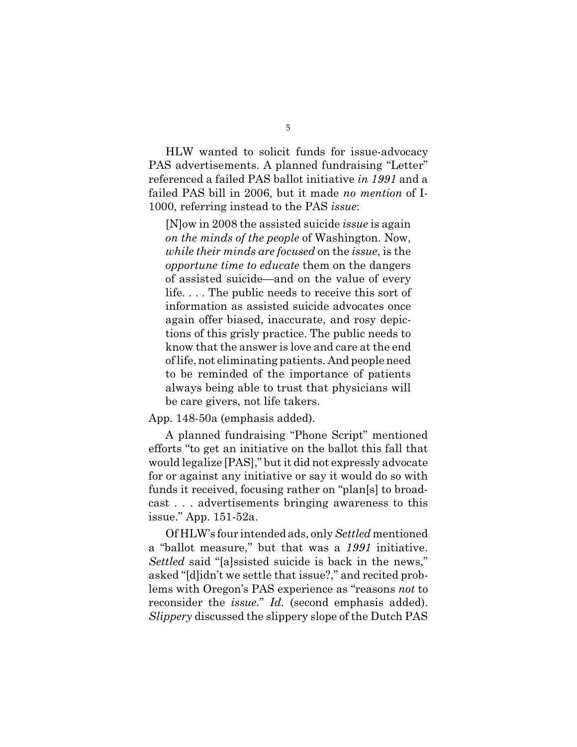HLW wanted to solicit funds for issue-advocacy PAS advertisements. A planned fundraising "Letter" referenced a failed PAS ballot initiative *in 1991* and a failed PAS bill in 2006, but it made *no mention* of I-1000, referring instead to the PAS *issue*:

> [N]ow in 2008 the assisted suicide *issue* is again *on the minds of the people* of Washington. Now, *while their minds are focused* on the *issue*, is the *opportune time to educate* them on the dangers of assisted suicide—and on the value of every life. . . . The public needs to receive this sort of information as assisted suicide advocates once again offer biased, inaccurate, and rosy depictions of this grisly practice. The public needs to know that the answer is love and care at the end of life, not eliminating patients. And people need to be reminded of the importance of patients always being able to trust that physicians will be care givers, not life takers.

App. 148-50a (emphasis added).

A planned fundraising "Phone Script" mentioned efforts "to get an initiative on the ballot this fall that would legalize [PAS]," but it did not expressly advocate for or against any initiative or say it would do so with funds it received, focusing rather on "plan[s] to broadcast . . . advertisements bringing awareness to this issue." App. 151-52a.

Of HLW's four intended ads, only *Settled* mentioned a "ballot measure," but that was a *1991* initiative. *Settled* said "[a]ssisted suicide is back in the news," asked "[d]idn't we settle that issue?," and recited problems with Oregon's PAS experience as "reasons *not* to reconsider the *issue*." *Id.* (second emphasis added). *Slippery* discussed the slippery slope of the Dutch PAS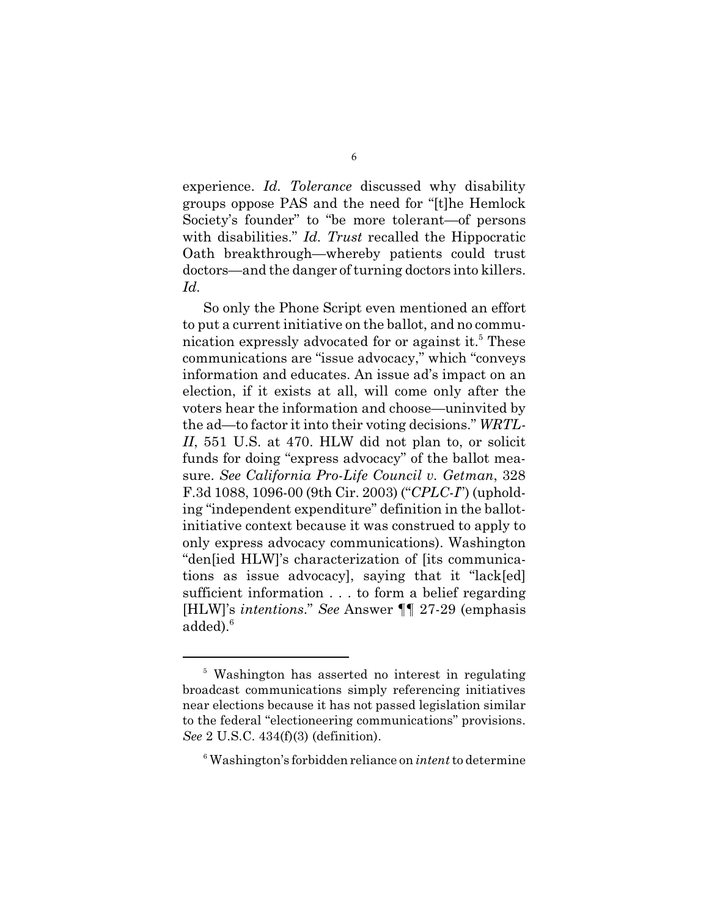experience. *Id. Tolerance* discussed why disability groups oppose PAS and the need for "[t]he Hemlock Society's founder" to "be more tolerant—of persons with disabilities." *Id. Trust* recalled the Hippocratic Oath breakthrough—whereby patients could trust doctors—and the danger of turning doctors into killers. *Id.*

So only the Phone Script even mentioned an effort to put a current initiative on the ballot, and no communication expressly advocated for or against it.[5] These communications are "issue advocacy," which "conveys information and educates. An issue ad's impact on an election, if it exists at all, will come only after the voters hear the information and choose—uninvited by the ad—to factor it into their voting decisions." *WRTL-II*, 551 U.S. at 470. HLW did not plan to, or solicit funds for doing "express advocacy" of the ballot measure. *See California Pro-Life Council v. Getman*, 328 F.3d 1088, 1096-00 (9th Cir. 2003) ("*CPLC-I*") (upholding "independent expenditure" definition in the ballot-initiative context because it was construed to apply to only express advocacy communications). Washington "den[ied HLW]'s characterization of [its communications as issue advocacy], saying that it "lack[ed] sufficient information . . . to form a belief regarding [HLW]'s *intentions*." *See* Answer ¶¶ 27-29 (emphasis added).[6]

---

[5] Washington has asserted no interest in regulating broadcast communications simply referencing initiatives near elections because it has not passed legislation similar to the federal "electioneering communications" provisions. *See* 2 U.S.C. 434(f)(3) (definition).

[6] Washington's forbidden reliance on *intent* to determine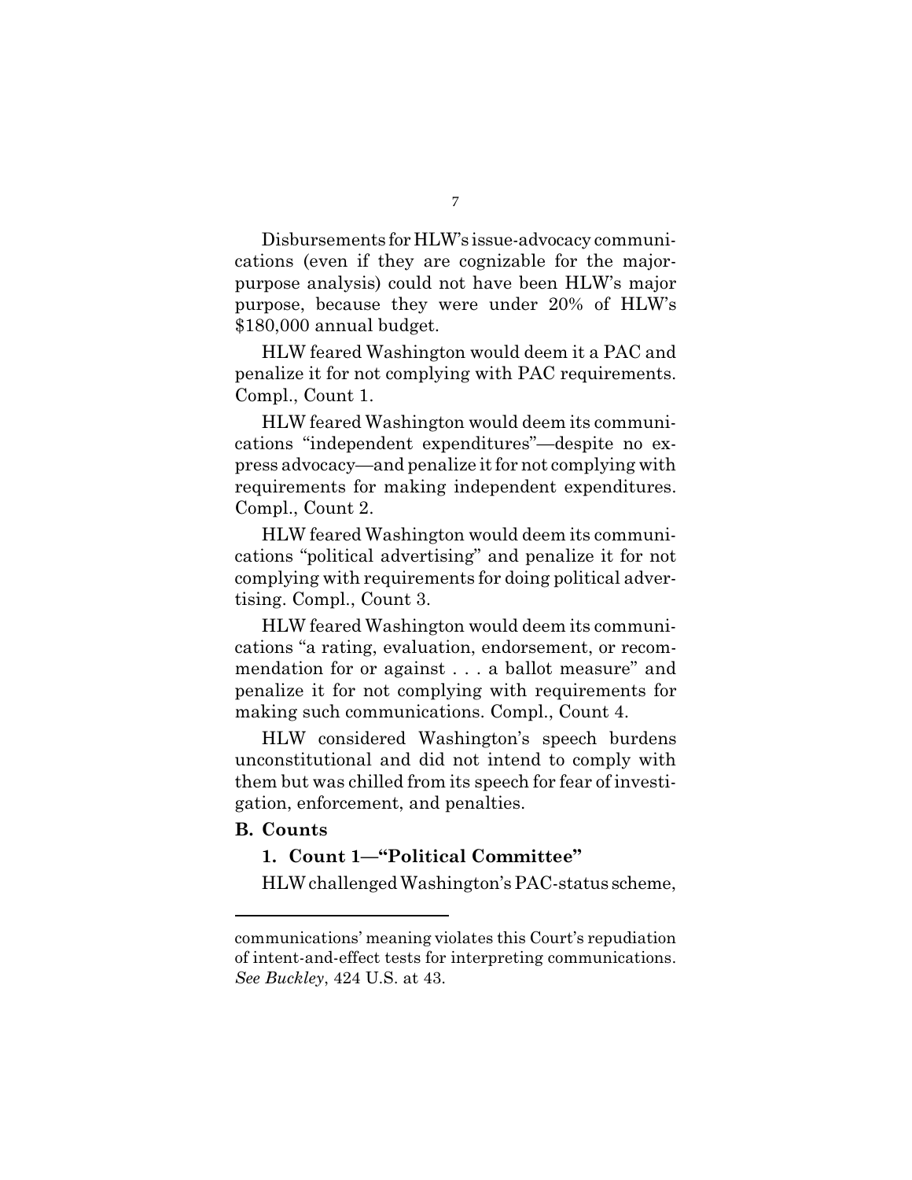Disbursements for HLW's issue-advocacy communications (even if they are cognizable for the major-purpose analysis) could not have been HLW's major purpose, because they were under 20% of HLW's \$180,000 annual budget.

HLW feared Washington would deem it a PAC and penalize it for not complying with PAC requirements. Compl., Count 1.

HLW feared Washington would deem its communications "independent expenditures"—despite no express advocacy—and penalize it for not complying with requirements for making independent expenditures. Compl., Count 2.

HLW feared Washington would deem its communications "political advertising" and penalize it for not complying with requirements for doing political advertising. Compl., Count 3.

HLW feared Washington would deem its communications "a rating, evaluation, endorsement, or recommendation for or against . . . a ballot measure" and penalize it for not complying with requirements for making such communications. Compl., Count 4.

HLW considered Washington's speech burdens unconstitutional and did not intend to comply with them but was chilled from its speech for fear of investigation, enforcement, and penalties.

### B. Counts

#### 1. Count 1—"Political Committee"

HLW challenged Washington's PAC-status scheme,

---

communications' meaning violates this Court's repudiation of intent-and-effect tests for interpreting communications. *See Buckley*, 424 U.S. at 43.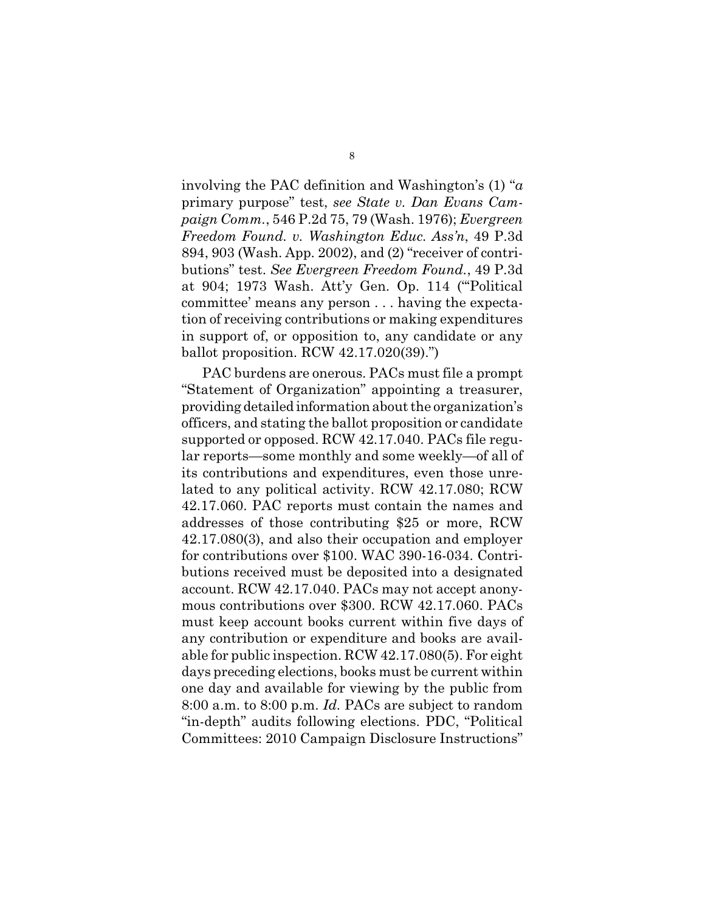involving the PAC definition and Washington's (1) "*a* primary purpose" test, *see State v. Dan Evans Campaign Comm.*, 546 P.2d 75, 79 (Wash. 1976); *Evergreen Freedom Found. v. Washington Educ. Ass'n*, 49 P.3d 894, 903 (Wash. App. 2002), and (2) "receiver of contributions" test. *See Evergreen Freedom Found.*, 49 P.3d at 904; 1973 Wash. Att'y Gen. Op. 114 ("'Political committee' means any person . . . having the expectation of receiving contributions or making expenditures in support of, or opposition to, any candidate or any ballot proposition. RCW 42.17.020(39).")

PAC burdens are onerous. PACs must file a prompt "Statement of Organization" appointing a treasurer, providing detailed information about the organization's officers, and stating the ballot proposition or candidate supported or opposed. RCW 42.17.040. PACs file regular reports—some monthly and some weekly—of all of its contributions and expenditures, even those unrelated to any political activity. RCW 42.17.080; RCW 42.17.060. PAC reports must contain the names and addresses of those contributing $25 or more, RCW 42.17.080(3), and also their occupation and employer for contributions over $100. WAC 390-16-034. Contributions received must be deposited into a designated account. RCW 42.17.040. PACs may not accept anonymous contributions over $300. RCW 42.17.060. PACs must keep account books current within five days of any contribution or expenditure and books are available for public inspection. RCW 42.17.080(5). For eight days preceding elections, books must be current within one day and available for viewing by the public from 8:00 a.m. to 8:00 p.m. *Id.* PACs are subject to random "in-depth" audits following elections. PDC, "Political Committees: 2010 Campaign Disclosure Instructions"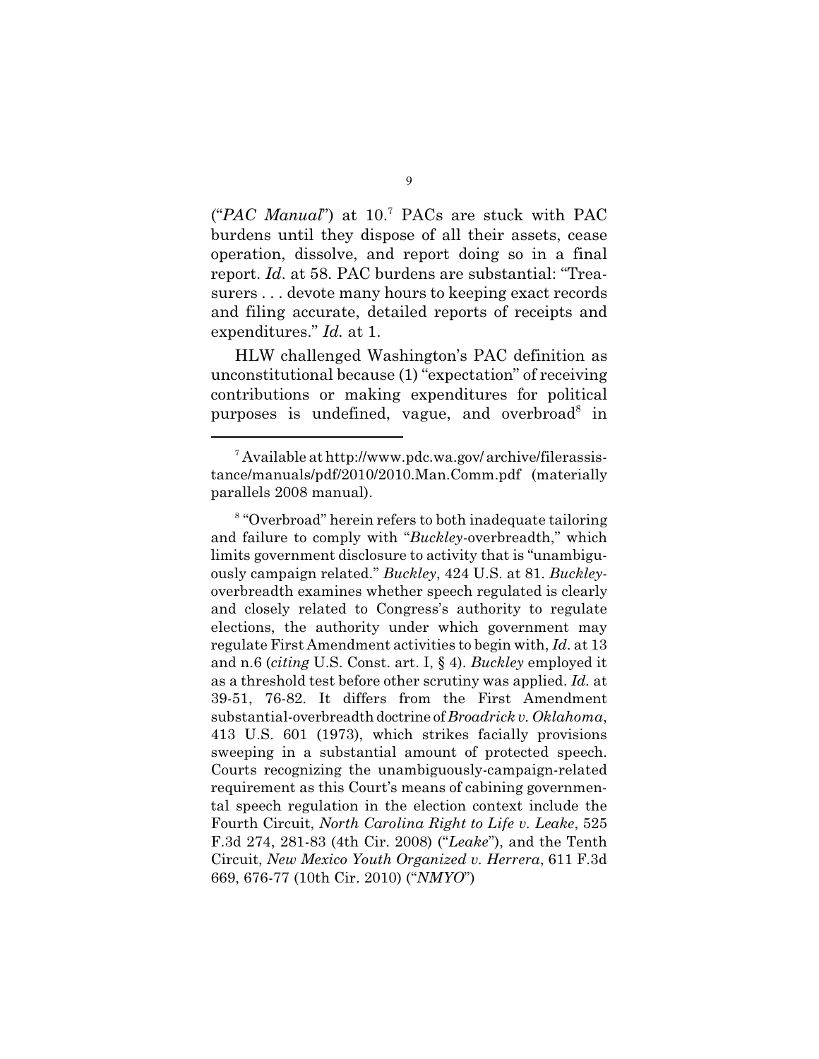("*PAC Manual*") at 10.[7] PACs are stuck with PAC burdens until they dispose of all their assets, cease operation, dissolve, and report doing so in a final report. *Id*. at 58. PAC burdens are substantial: "Treasurers . . . devote many hours to keeping exact records and filing accurate, detailed reports of receipts and expenditures." *Id.* at 1.

HLW challenged Washington's PAC definition as unconstitutional because (1) "expectation" of receiving contributions or making expenditures for political purposes is undefined, vague, and overbroad[8] in

---

[7] Available at http://www.pdc.wa.gov/ archive/filerassistance/manuals/pdf/2010/2010.Man.Comm.pdf (materially parallels 2008 manual).

[8] "Overbroad" herein refers to both inadequate tailoring and failure to comply with "*Buckley*-overbreadth," which limits government disclosure to activity that is "unambiguously campaign related." *Buckley*, 424 U.S. at 81. *Buckley*-overbreadth examines whether speech regulated is clearly and closely related to Congress's authority to regulate elections, the authority under which government may regulate First Amendment activities to begin with, *Id*. at 13 and n.6 (*citing* U.S. Const. art. I, § 4). *Buckley* employed it as a threshold test before other scrutiny was applied. *Id.* at 39-51, 76-82. It differs from the First Amendment substantial-overbreadth doctrine of *Broadrick v. Oklahoma*, 413 U.S. 601 (1973), which strikes facially provisions sweeping in a substantial amount of protected speech. Courts recognizing the unambiguously-campaign-related requirement as this Court's means of cabining governmental speech regulation in the election context include the Fourth Circuit, *North Carolina Right to Life v. Leake*, 525 F.3d 274, 281-83 (4th Cir. 2008) ("*Leake*"), and the Tenth Circuit, *New Mexico Youth Organized v. Herrera*, 611 F.3d 669, 676-77 (10th Cir. 2010) ("*NMYO*")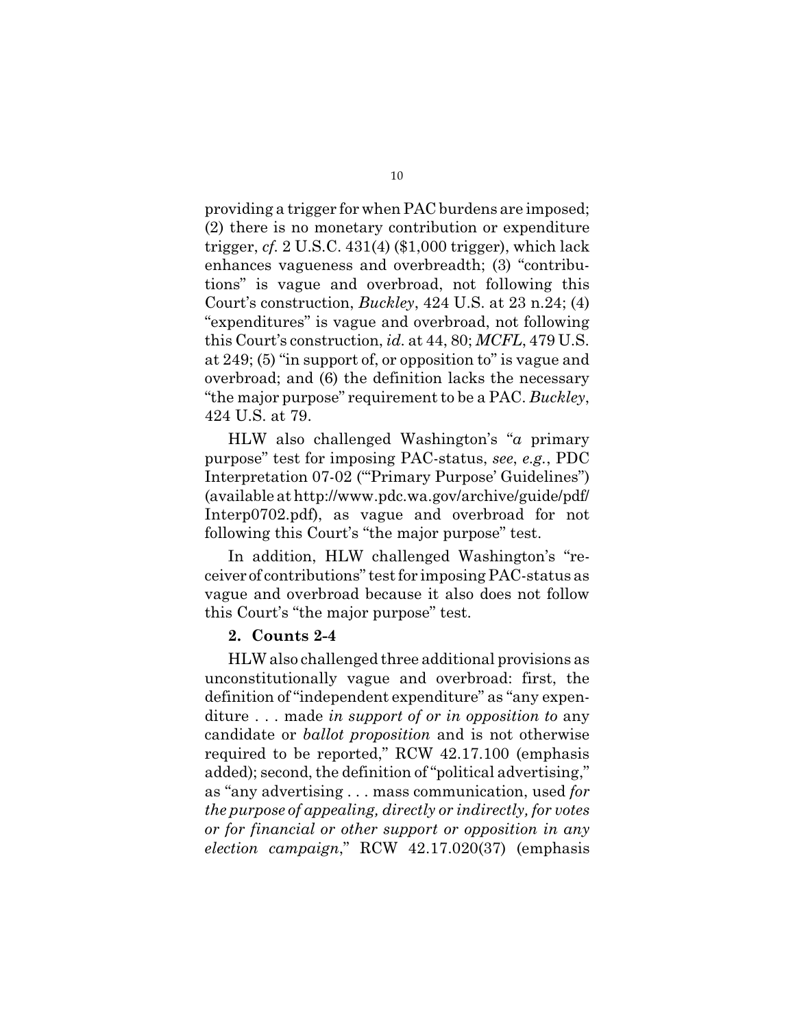providing a trigger for when PAC burdens are imposed; (2) there is no monetary contribution or expenditure trigger, *cf.* 2 U.S.C. 431(4) ($1,000 trigger), which lack enhances vagueness and overbreadth; (3) "contributions" is vague and overbroad, not following this Court's construction, *Buckley*, 424 U.S. at 23 n.24; (4) "expenditures" is vague and overbroad, not following this Court's construction, *id.* at 44, 80; *MCFL*, 479 U.S. at 249; (5) "in support of, or opposition to" is vague and overbroad; and (6) the definition lacks the necessary "the major purpose" requirement to be a PAC. *Buckley*, 424 U.S. at 79.

HLW also challenged Washington's "*a* primary purpose" test for imposing PAC-status, *see*, *e.g.*, PDC Interpretation 07-02 ("'Primary Purpose' Guidelines") (available at http://www.pdc.wa.gov/archive/guide/pdf/Interp0702.pdf), as vague and overbroad for not following this Court's "the major purpose" test.

In addition, HLW challenged Washington's "receiver of contributions" test for imposing PAC-status as vague and overbroad because it also does not follow this Court's "the major purpose" test.

**2. Counts 2-4**

HLW also challenged three additional provisions as unconstitutionally vague and overbroad: first, the definition of "independent expenditure" as "any expenditure . . . made *in support of or in opposition to* any candidate or *ballot proposition* and is not otherwise required to be reported," RCW 42.17.100 (emphasis added); second, the definition of "political advertising," as "any advertising . . . mass communication, used *for the purpose of appealing, directly or indirectly, for votes or for financial or other support or opposition in any election campaign*," RCW 42.17.020(37) (emphasis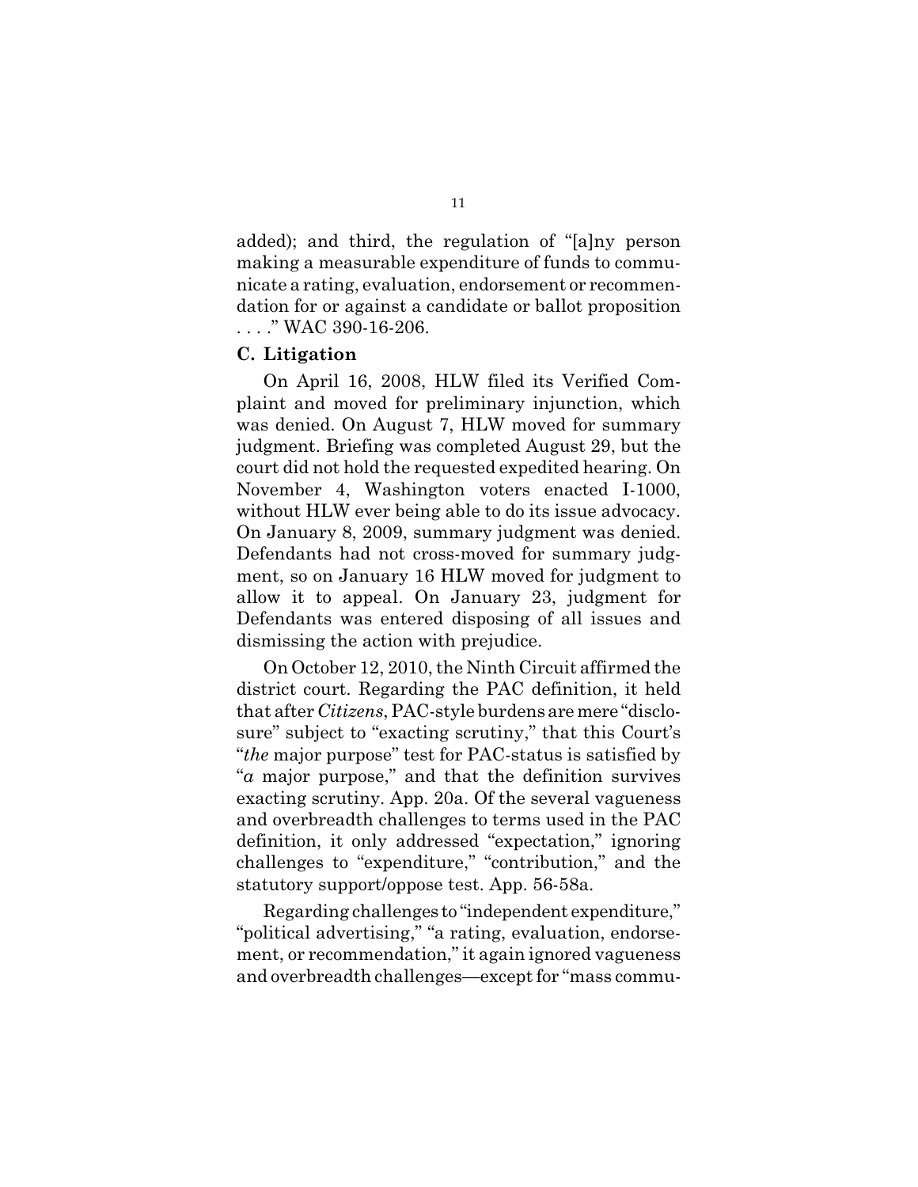added); and third, the regulation of "[a]ny person making a measurable expenditure of funds to communicate a rating, evaluation, endorsement or recommendation for or against a candidate or ballot proposition . . . ." WAC 390-16-206.

### C. Litigation

On April 16, 2008, HLW filed its Verified Complaint and moved for preliminary injunction, which was denied. On August 7, HLW moved for summary judgment. Briefing was completed August 29, but the court did not hold the requested expedited hearing. On November 4, Washington voters enacted I-1000, without HLW ever being able to do its issue advocacy. On January 8, 2009, summary judgment was denied. Defendants had not cross-moved for summary judgment, so on January 16 HLW moved for judgment to allow it to appeal. On January 23, judgment for Defendants was entered disposing of all issues and dismissing the action with prejudice.

On October 12, 2010, the Ninth Circuit affirmed the district court. Regarding the PAC definition, it held that after *Citizens*, PAC-style burdens are mere "disclosure" subject to "exacting scrutiny," that this Court's "*the* major purpose" test for PAC-status is satisfied by "*a* major purpose," and that the definition survives exacting scrutiny. App. 20a. Of the several vagueness and overbreadth challenges to terms used in the PAC definition, it only addressed "expectation," ignoring challenges to "expenditure," "contribution," and the statutory support/oppose test. App. 56-58a.

Regarding challenges to "independent expenditure," "political advertising," "a rating, evaluation, endorsement, or recommendation," it again ignored vagueness and overbreadth challenges—except for "mass commu-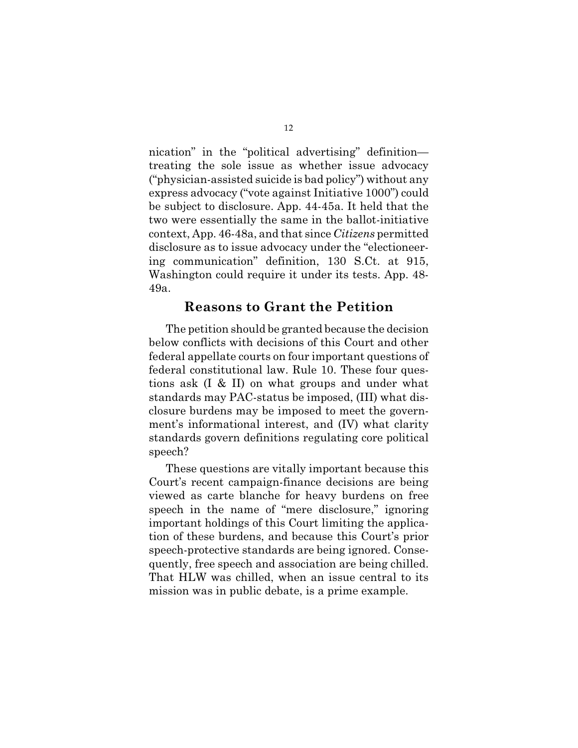nication" in the "political advertising" definition—treating the sole issue as whether issue advocacy ("physician-assisted suicide is bad policy") without any express advocacy ("vote against Initiative 1000") could be subject to disclosure. App. 44-45a. It held that the two were essentially the same in the ballot-initiative context, App. 46-48a, and that since *Citizens* permitted disclosure as to issue advocacy under the "electioneering communication" definition, 130 S.Ct. at 915, Washington could require it under its tests. App. 48-49a.

## Reasons to Grant the Petition

The petition should be granted because the decision below conflicts with decisions of this Court and other federal appellate courts on four important questions of federal constitutional law. Rule 10. These four questions ask (I & II) on what groups and under what standards may PAC-status be imposed, (III) what disclosure burdens may be imposed to meet the government's informational interest, and (IV) what clarity standards govern definitions regulating core political speech?

These questions are vitally important because this Court's recent campaign-finance decisions are being viewed as carte blanche for heavy burdens on free speech in the name of "mere disclosure," ignoring important holdings of this Court limiting the application of these burdens, and because this Court's prior speech-protective standards are being ignored. Consequently, free speech and association are being chilled. That HLW was chilled, when an issue central to its mission was in public debate, is a prime example.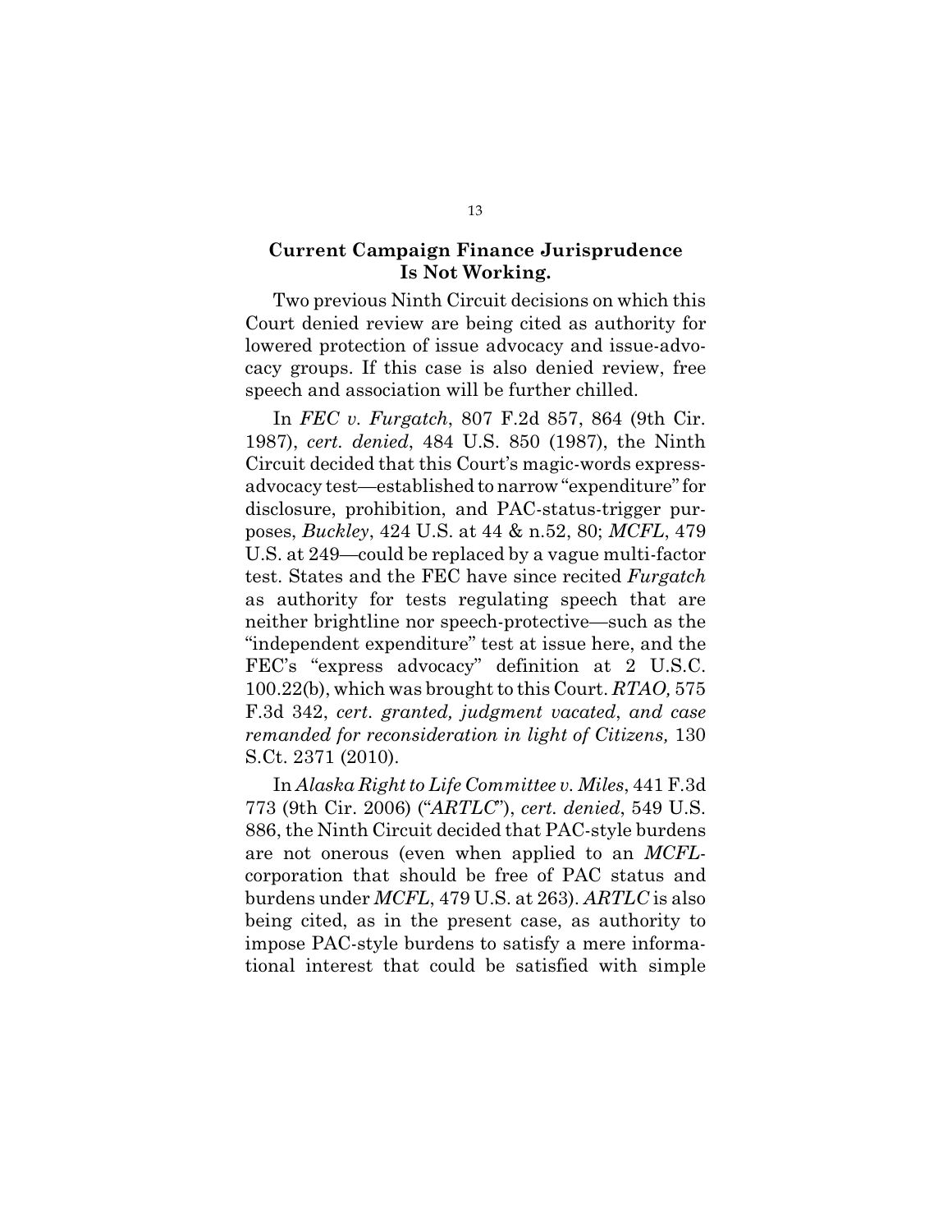## Current Campaign Finance Jurisprudence Is Not Working.

Two previous Ninth Circuit decisions on which this Court denied review are being cited as authority for lowered protection of issue advocacy and issue-advocacy groups. If this case is also denied review, free speech and association will be further chilled.

In *FEC v. Furgatch*, 807 F.2d 857, 864 (9th Cir. 1987), *cert. denied*, 484 U.S. 850 (1987), the Ninth Circuit decided that this Court's magic-words express-advocacy test—established to narrow "expenditure" for disclosure, prohibition, and PAC-status-trigger purposes, *Buckley*, 424 U.S. at 44 & n.52, 80; *MCFL*, 479 U.S. at 249—could be replaced by a vague multi-factor test. States and the FEC have since recited *Furgatch* as authority for tests regulating speech that are neither brightline nor speech-protective—such as the "independent expenditure" test at issue here, and the FEC's "express advocacy" definition at 2 U.S.C. 100.22(b), which was brought to this Court. *RTAO,* 575 F.3d 342, *cert. granted, judgment vacated*, *and case remanded for reconsideration in light of Citizens,* 130 S.Ct. 2371 (2010).

In *Alaska Right to Life Committee v. Miles*, 441 F.3d 773 (9th Cir. 2006) ("*ARTLC*"), *cert. denied*, 549 U.S. 886, the Ninth Circuit decided that PAC-style burdens are not onerous (even when applied to an *MCFL*-corporation that should be free of PAC status and burdens under *MCFL*, 479 U.S. at 263). *ARTLC* is also being cited, as in the present case, as authority to impose PAC-style burdens to satisfy a mere informational interest that could be satisfied with simple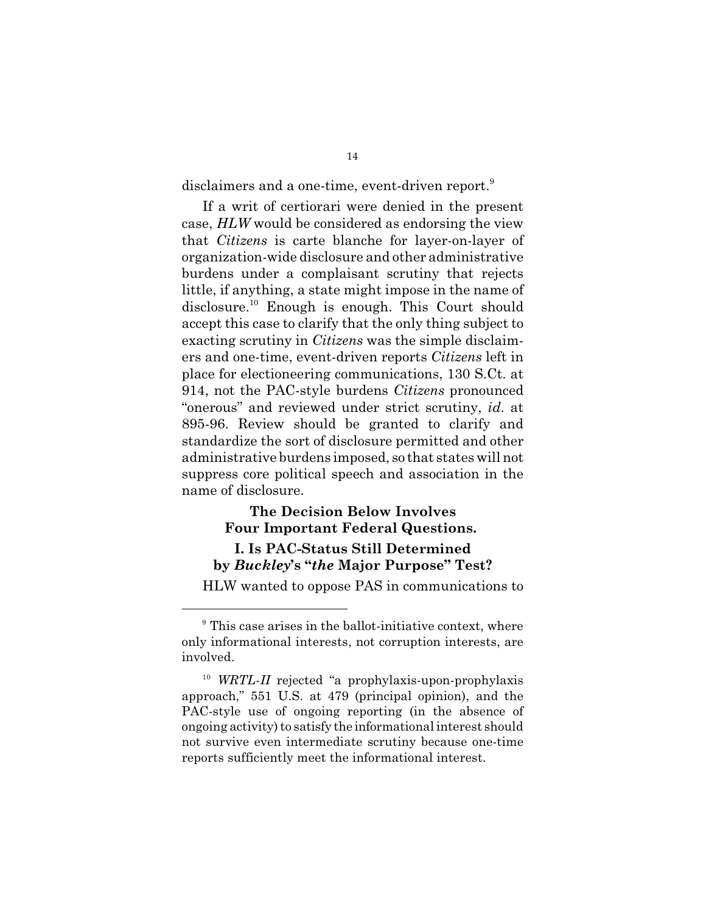disclaimers and a one-time, event-driven report.[9]

If a writ of certiorari were denied in the present case, *HLW* would be considered as endorsing the view that *Citizens* is carte blanche for layer-on-layer of organization-wide disclosure and other administrative burdens under a complaisant scrutiny that rejects little, if anything, a state might impose in the name of disclosure.[10] Enough is enough. This Court should accept this case to clarify that the only thing subject to exacting scrutiny in *Citizens* was the simple disclaimers and one-time, event-driven reports *Citizens* left in place for electioneering communications, 130 S.Ct. at 914, not the PAC-style burdens *Citizens* pronounced "onerous" and reviewed under strict scrutiny, *id.* at 895-96. Review should be granted to clarify and standardize the sort of disclosure permitted and other administrative burdens imposed, so that states will not suppress core political speech and association in the name of disclosure.

## The Decision Below Involves Four Important Federal Questions.

### I. Is PAC-Status Still Determined by *Buckley*'s "*the* Major Purpose" Test?

HLW wanted to oppose PAS in communications to

---

[9] This case arises in the ballot-initiative context, where only informational interests, not corruption interests, are involved.

[10] *WRTL-II* rejected "a prophylaxis-upon-prophylaxis approach," 551 U.S. at 479 (principal opinion), and the PAC-style use of ongoing reporting (in the absence of ongoing activity) to satisfy the informational interest should not survive even intermediate scrutiny because one-time reports sufficiently meet the informational interest.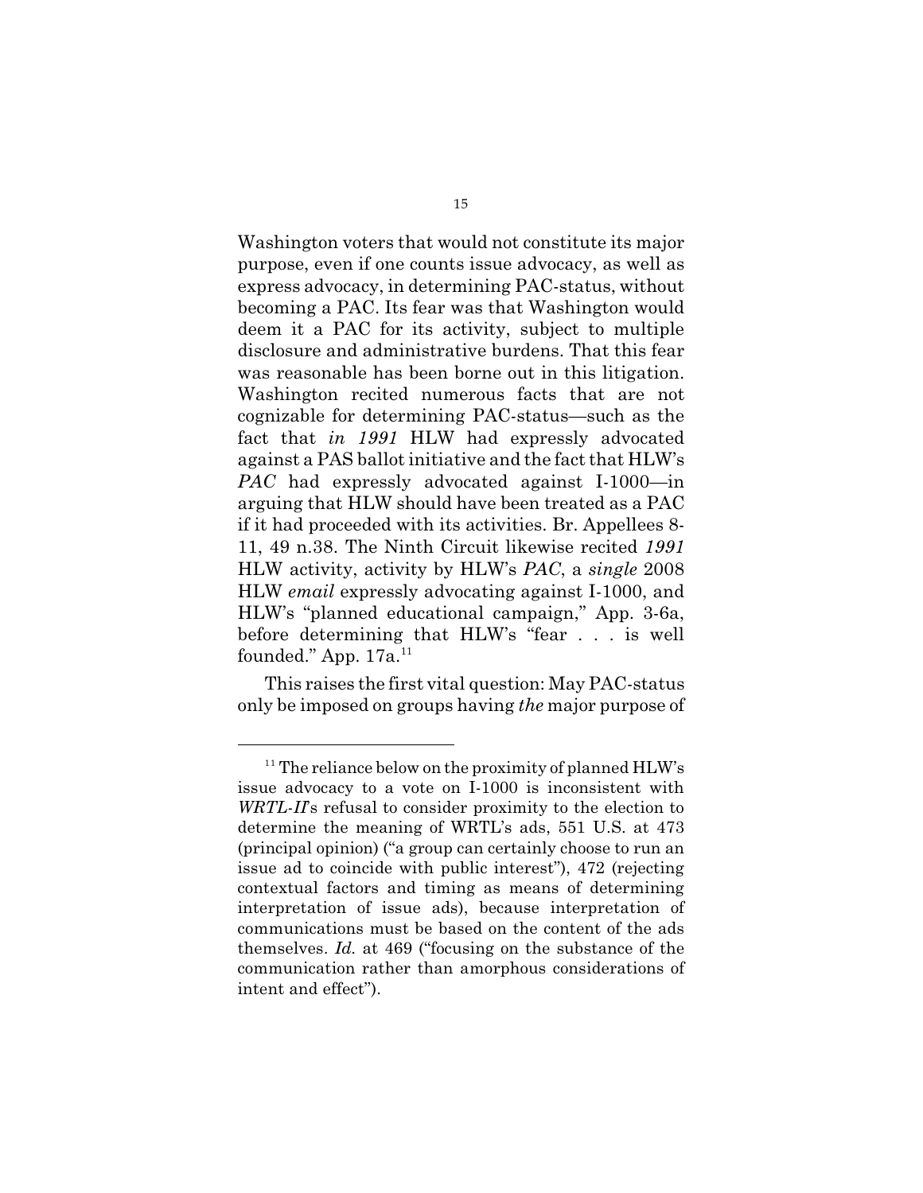Washington voters that would not constitute its major purpose, even if one counts issue advocacy, as well as express advocacy, in determining PAC-status, without becoming a PAC. Its fear was that Washington would deem it a PAC for its activity, subject to multiple disclosure and administrative burdens. That this fear was reasonable has been borne out in this litigation. Washington recited numerous facts that are not cognizable for determining PAC-status—such as the fact that *in 1991* HLW had expressly advocated against a PAS ballot initiative and the fact that HLW's *PAC* had expressly advocated against I-1000—in arguing that HLW should have been treated as a PAC if it had proceeded with its activities. Br. Appellees 8-11, 49 n.38. The Ninth Circuit likewise recited *1991* HLW activity, activity by HLW's *PAC*, a *single* 2008 HLW *email* expressly advocating against I-1000, and HLW's "planned educational campaign," App. 3-6a, before determining that HLW's "fear . . . is well founded." App. 17a.[11]

This raises the first vital question: May PAC-status only be imposed on groups having *the* major purpose of

---

[11] The reliance below on the proximity of planned HLW's issue advocacy to a vote on I-1000 is inconsistent with *WRTL-II*'s refusal to consider proximity to the election to determine the meaning of WRTL's ads, 551 U.S. at 473 (principal opinion) ("a group can certainly choose to run an issue ad to coincide with public interest"), 472 (rejecting contextual factors and timing as means of determining interpretation of issue ads), because interpretation of communications must be based on the content of the ads themselves. *Id.* at 469 ("focusing on the substance of the communication rather than amorphous considerations of intent and effect").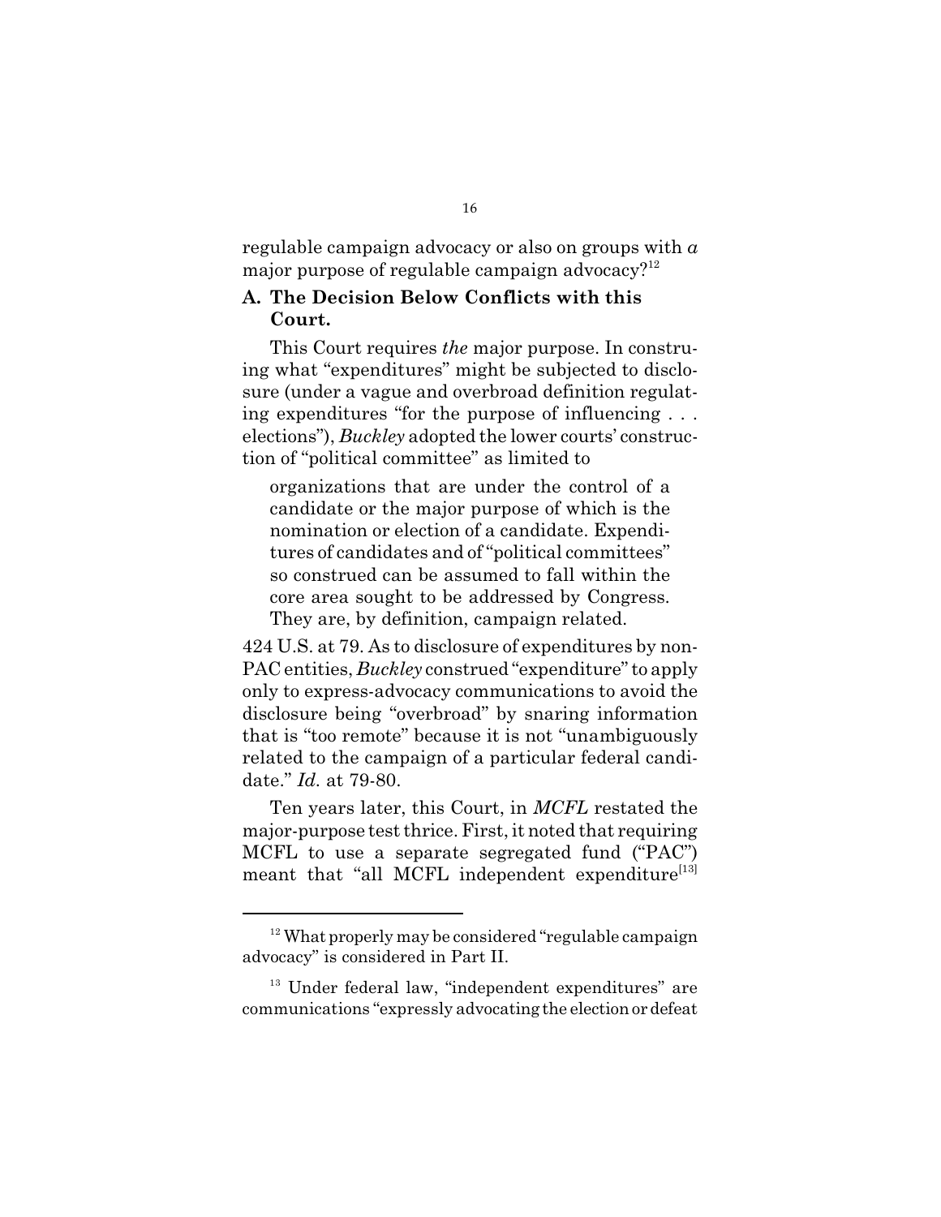regulable campaign advocacy or also on groups with *a* major purpose of regulable campaign advocacy?[12]

### A. The Decision Below Conflicts with this Court.

This Court requires *the* major purpose. In construing what "expenditures" might be subjected to disclosure (under a vague and overbroad definition regulating expenditures "for the purpose of influencing . . . elections"), *Buckley* adopted the lower courts' construction of "political committee" as limited to

> organizations that are under the control of a candidate or the major purpose of which is the nomination or election of a candidate. Expenditures of candidates and of "political committees" so construed can be assumed to fall within the core area sought to be addressed by Congress. They are, by definition, campaign related.

424 U.S. at 79. As to disclosure of expenditures by non-PAC entities, *Buckley* construed "expenditure" to apply only to express-advocacy communications to avoid the disclosure being "overbroad" by snaring information that is "too remote" because it is not "unambiguously related to the campaign of a particular federal candidate." *Id.* at 79-80.

Ten years later, this Court, in *MCFL* restated the major-purpose test thrice. First, it noted that requiring MCFL to use a separate segregated fund ("PAC") meant that "all MCFL independent expenditure[13]

---

[12] What properly may be considered "regulable campaign advocacy" is considered in Part II.

[13] Under federal law, "independent expenditures" are communications "expressly advocating the election or defeat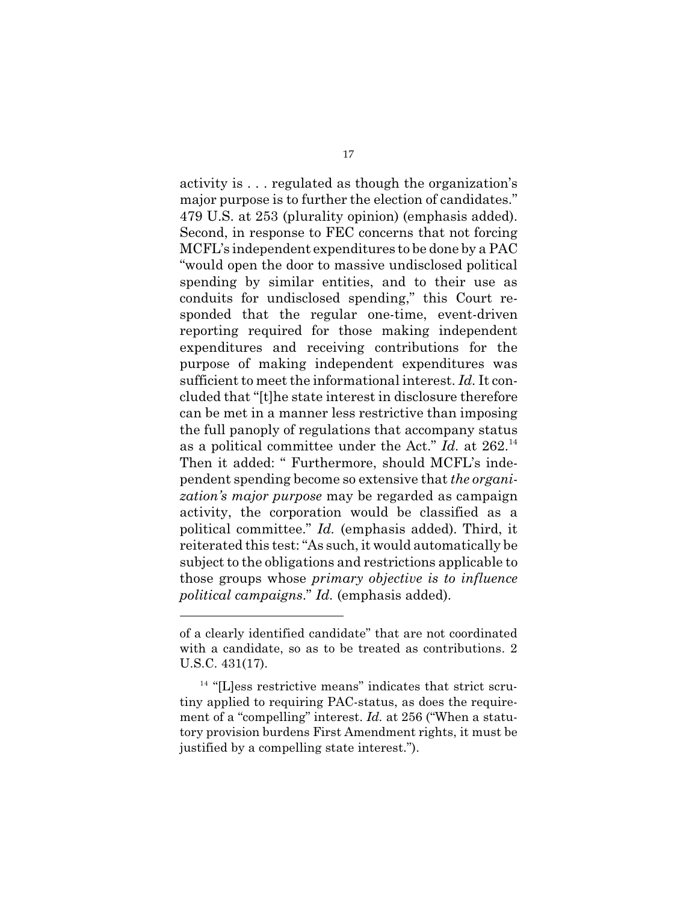activity is . . . regulated as though the organization's major purpose is to further the election of candidates." 479 U.S. at 253 (plurality opinion) (emphasis added). Second, in response to FEC concerns that not forcing MCFL's independent expenditures to be done by a PAC "would open the door to massive undisclosed political spending by similar entities, and to their use as conduits for undisclosed spending," this Court responded that the regular one-time, event-driven reporting required for those making independent expenditures and receiving contributions for the purpose of making independent expenditures was sufficient to meet the informational interest. *Id.* It concluded that "[t]he state interest in disclosure therefore can be met in a manner less restrictive than imposing the full panoply of regulations that accompany status as a political committee under the Act." *Id.* at 262.[14] Then it added: " Furthermore, should MCFL's independent spending become so extensive that *the organization's major purpose* may be regarded as campaign activity, the corporation would be classified as a political committee." *Id.* (emphasis added). Third, it reiterated this test: "As such, it would automatically be subject to the obligations and restrictions applicable to those groups whose *primary objective is to influence political campaigns*." *Id.* (emphasis added).

---

of a clearly identified candidate" that are not coordinated with a candidate, so as to be treated as contributions. 2 U.S.C. 431(17).

[14] "[L]ess restrictive means" indicates that strict scrutiny applied to requiring PAC-status, as does the requirement of a "compelling" interest. *Id.* at 256 ("When a statutory provision burdens First Amendment rights, it must be justified by a compelling state interest.").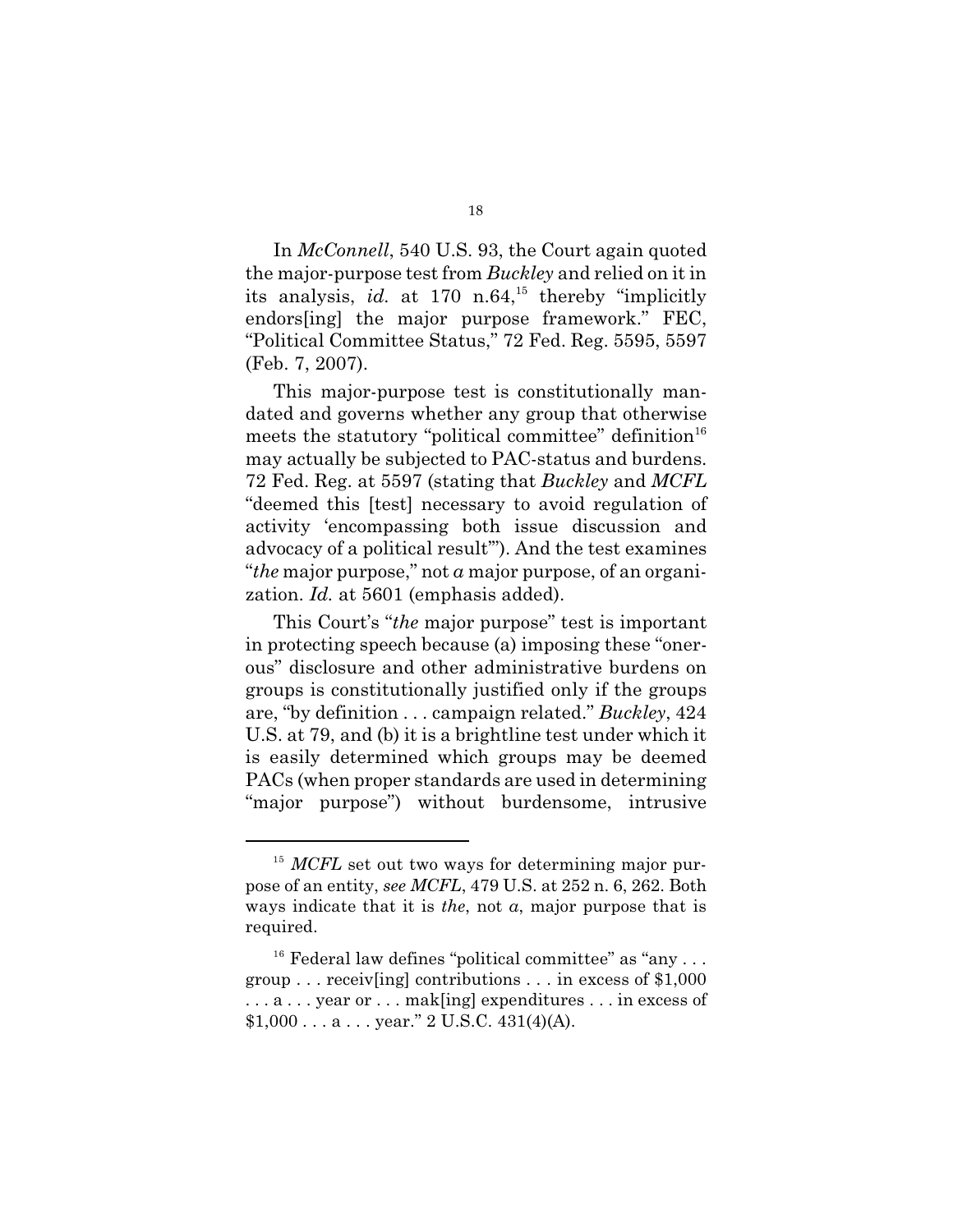In *McConnell*, 540 U.S. 93, the Court again quoted the major-purpose test from *Buckley* and relied on it in its analysis, *id.* at 170 n.64,[15] thereby "implicitly endors[ing] the major purpose framework." FEC, "Political Committee Status," 72 Fed. Reg. 5595, 5597 (Feb. 7, 2007).

This major-purpose test is constitutionally mandated and governs whether any group that otherwise meets the statutory "political committee" definition[16] may actually be subjected to PAC-status and burdens. 72 Fed. Reg. at 5597 (stating that *Buckley* and *MCFL* "deemed this [test] necessary to avoid regulation of activity 'encompassing both issue discussion and advocacy of a political result'"). And the test examines "*the* major purpose," not *a* major purpose, of an organization. *Id.* at 5601 (emphasis added).

This Court's "*the* major purpose" test is important in protecting speech because (a) imposing these "onerous" disclosure and other administrative burdens on groups is constitutionally justified only if the groups are, "by definition . . . campaign related." *Buckley*, 424 U.S. at 79, and (b) it is a brightline test under which it is easily determined which groups may be deemed PACs (when proper standards are used in determining "major purpose") without burdensome, intrusive

---

[15] *MCFL* set out two ways for determining major purpose of an entity, *see MCFL*, 479 U.S. at 252 n. 6, 262. Both ways indicate that it is *the*, not *a*, major purpose that is required.

[16] Federal law defines "political committee" as "any . . . group . . . receiv[ing] contributions . . . in excess of $1,000 . . . a . . . year or . . . mak[ing] expenditures . . . in excess of $1,000 . . . a . . . year." 2 U.S.C. 431(4)(A).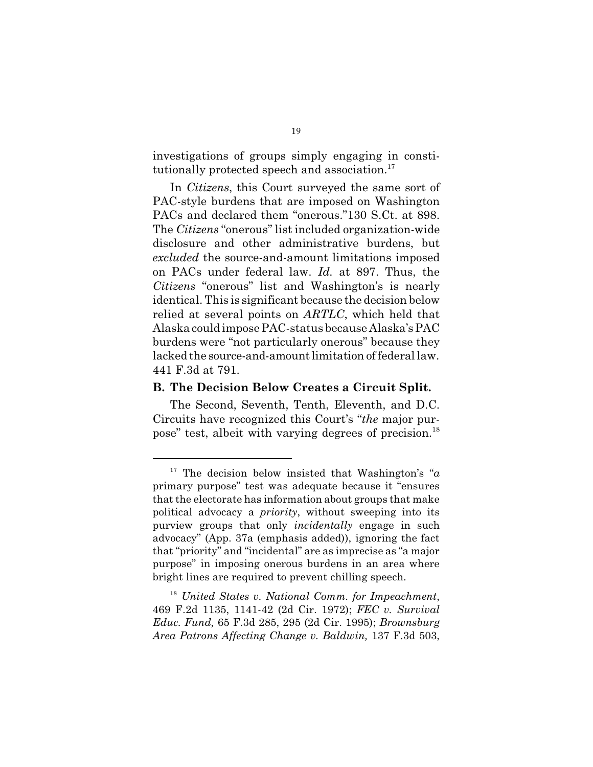investigations of groups simply engaging in constitutionally protected speech and association.[17]

In *Citizens*, this Court surveyed the same sort of PAC-style burdens that are imposed on Washington PACs and declared them "onerous."130 S.Ct. at 898. The *Citizens* "onerous" list included organization-wide disclosure and other administrative burdens, but *excluded* the source-and-amount limitations imposed on PACs under federal law. *Id.* at 897. Thus, the *Citizens* "onerous" list and Washington's is nearly identical. This is significant because the decision below relied at several points on *ARTLC*, which held that Alaska could impose PAC-status because Alaska's PAC burdens were "not particularly onerous" because they lacked the source-and-amount limitation of federal law. 441 F.3d at 791.

### B. The Decision Below Creates a Circuit Split.

The Second, Seventh, Tenth, Eleventh, and D.C. Circuits have recognized this Court's "*the* major purpose" test, albeit with varying degrees of precision.[18]

---

[17] The decision below insisted that Washington's "*a* primary purpose" test was adequate because it "ensures that the electorate has information about groups that make political advocacy a *priority*, without sweeping into its purview groups that only *incidentally* engage in such advocacy" (App. 37a (emphasis added)), ignoring the fact that "priority" and "incidental" are as imprecise as "a major purpose" in imposing onerous burdens in an area where bright lines are required to prevent chilling speech.

[18] *United States v. National Comm. for Impeachment*, 469 F.2d 1135, 1141-42 (2d Cir. 1972); *FEC v. Survival Educ. Fund,* 65 F.3d 285, 295 (2d Cir. 1995); *Brownsburg Area Patrons Affecting Change v. Baldwin,* 137 F.3d 503,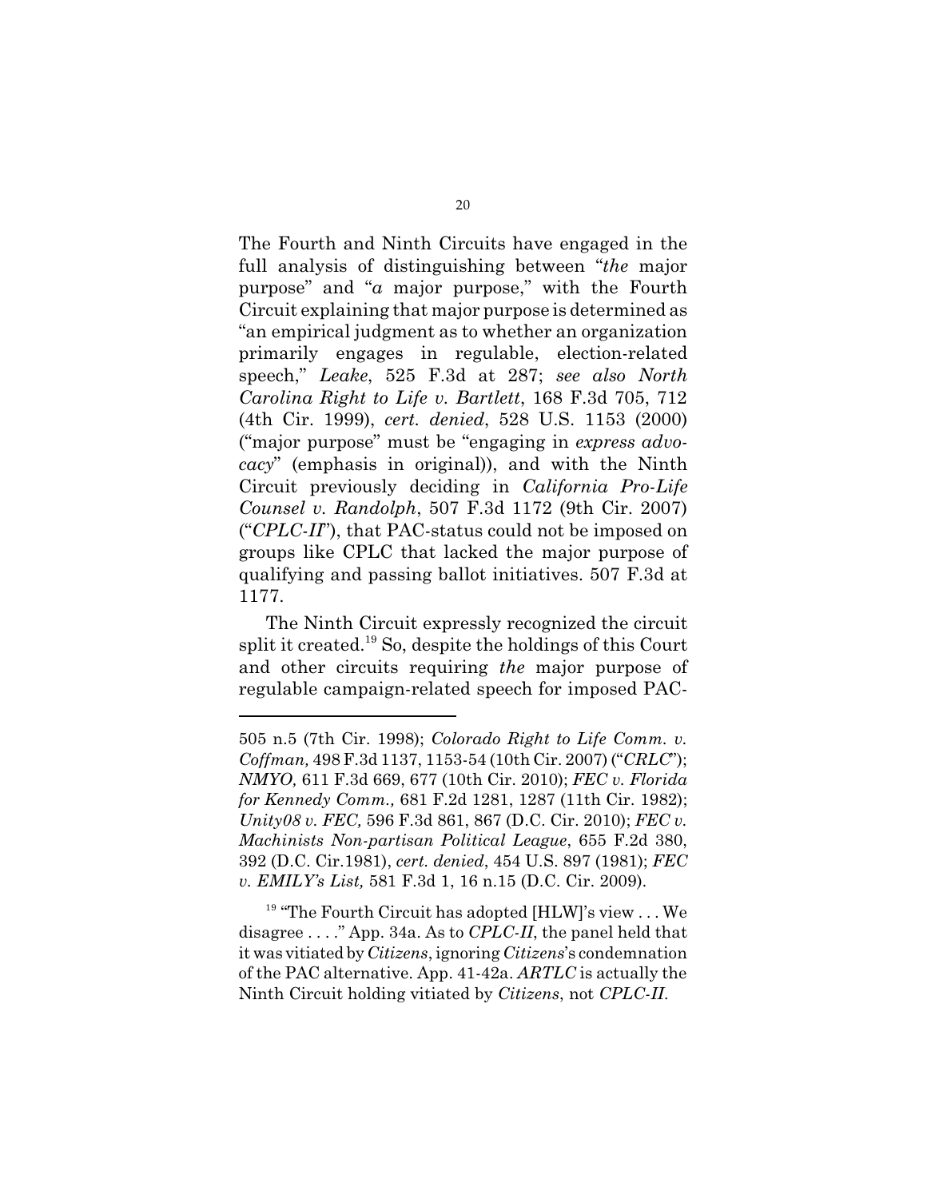The Fourth and Ninth Circuits have engaged in the full analysis of distinguishing between "*the* major purpose" and "*a* major purpose," with the Fourth Circuit explaining that major purpose is determined as "an empirical judgment as to whether an organization primarily engages in regulable, election-related speech," *Leake*, 525 F.3d at 287; *see also North Carolina Right to Life v. Bartlett*, 168 F.3d 705, 712 (4th Cir. 1999), *cert. denied*, 528 U.S. 1153 (2000) ("major purpose" must be "engaging in *express advocacy*" (emphasis in original)), and with the Ninth Circuit previously deciding in *California Pro-Life Counsel v. Randolph*, 507 F.3d 1172 (9th Cir. 2007) ("*CPLC-II*"), that PAC-status could not be imposed on groups like CPLC that lacked the major purpose of qualifying and passing ballot initiatives. 507 F.3d at 1177.

The Ninth Circuit expressly recognized the circuit split it created.[19] So, despite the holdings of this Court and other circuits requiring *the* major purpose of regulable campaign-related speech for imposed PAC-

---

505 n.5 (7th Cir. 1998); *Colorado Right to Life Comm. v. Coffman,* 498 F.3d 1137, 1153-54 (10th Cir. 2007) ("*CRLC*"); *NMYO,* 611 F.3d 669, 677 (10th Cir. 2010); *FEC v. Florida for Kennedy Comm.,* 681 F.2d 1281, 1287 (11th Cir. 1982); *Unity08 v. FEC,* 596 F.3d 861, 867 (D.C. Cir. 2010); *FEC v. Machinists Non-partisan Political League*, 655 F.2d 380, 392 (D.C. Cir.1981), *cert. denied*, 454 U.S. 897 (1981); *FEC v. EMILY's List,* 581 F.3d 1, 16 n.15 (D.C. Cir. 2009).

[19] "The Fourth Circuit has adopted [HLW]'s view . . . We disagree . . . ." App. 34a. As to *CPLC-II*, the panel held that it was vitiated by *Citizens*, ignoring *Citizens*'s condemnation of the PAC alternative. App. 41-42a. *ARTLC* is actually the Ninth Circuit holding vitiated by *Citizens*, not *CPLC-II*.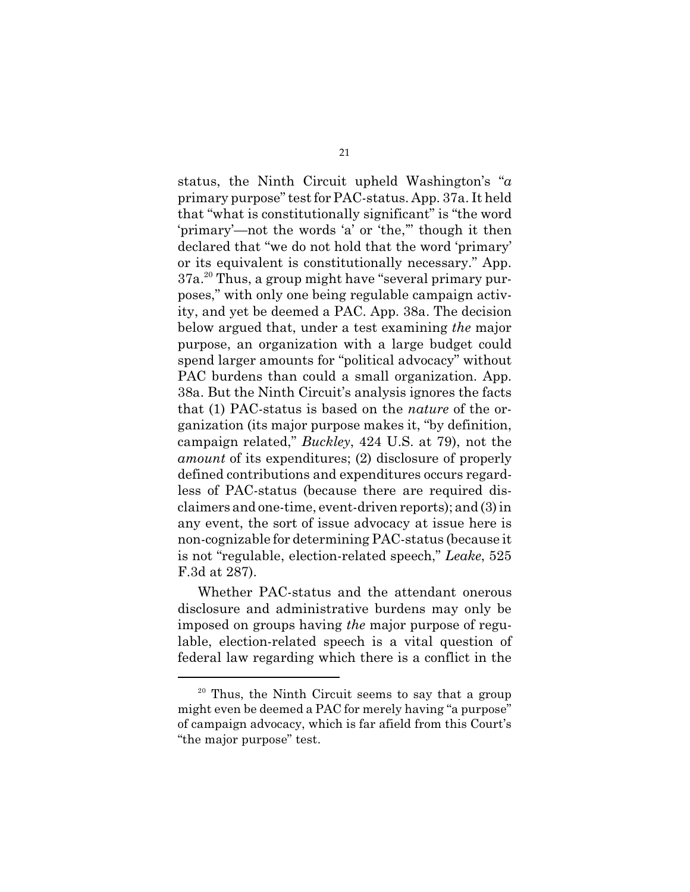status, the Ninth Circuit upheld Washington's "*a* primary purpose" test for PAC-status. App. 37a. It held that "what is constitutionally significant" is "the word 'primary'—not the words 'a' or 'the,'" though it then declared that "we do not hold that the word 'primary' or its equivalent is constitutionally necessary." App. 37a.[20] Thus, a group might have "several primary purposes," with only one being regulable campaign activity, and yet be deemed a PAC. App. 38a. The decision below argued that, under a test examining *the* major purpose, an organization with a large budget could spend larger amounts for "political advocacy" without PAC burdens than could a small organization. App. 38a. But the Ninth Circuit's analysis ignores the facts that (1) PAC-status is based on the *nature* of the organization (its major purpose makes it, "by definition, campaign related," *Buckley*, 424 U.S. at 79), not the *amount* of its expenditures; (2) disclosure of properly defined contributions and expenditures occurs regardless of PAC-status (because there are required disclaimers and one-time, event-driven reports); and (3) in any event, the sort of issue advocacy at issue here is non-cognizable for determining PAC-status (because it is not "regulable, election-related speech," *Leake*, 525 F.3d at 287).

Whether PAC-status and the attendant onerous disclosure and administrative burdens may only be imposed on groups having *the* major purpose of regulable, election-related speech is a vital question of federal law regarding which there is a conflict in the

---

[20] Thus, the Ninth Circuit seems to say that a group might even be deemed a PAC for merely having "a purpose" of campaign advocacy, which is far afield from this Court's "the major purpose" test.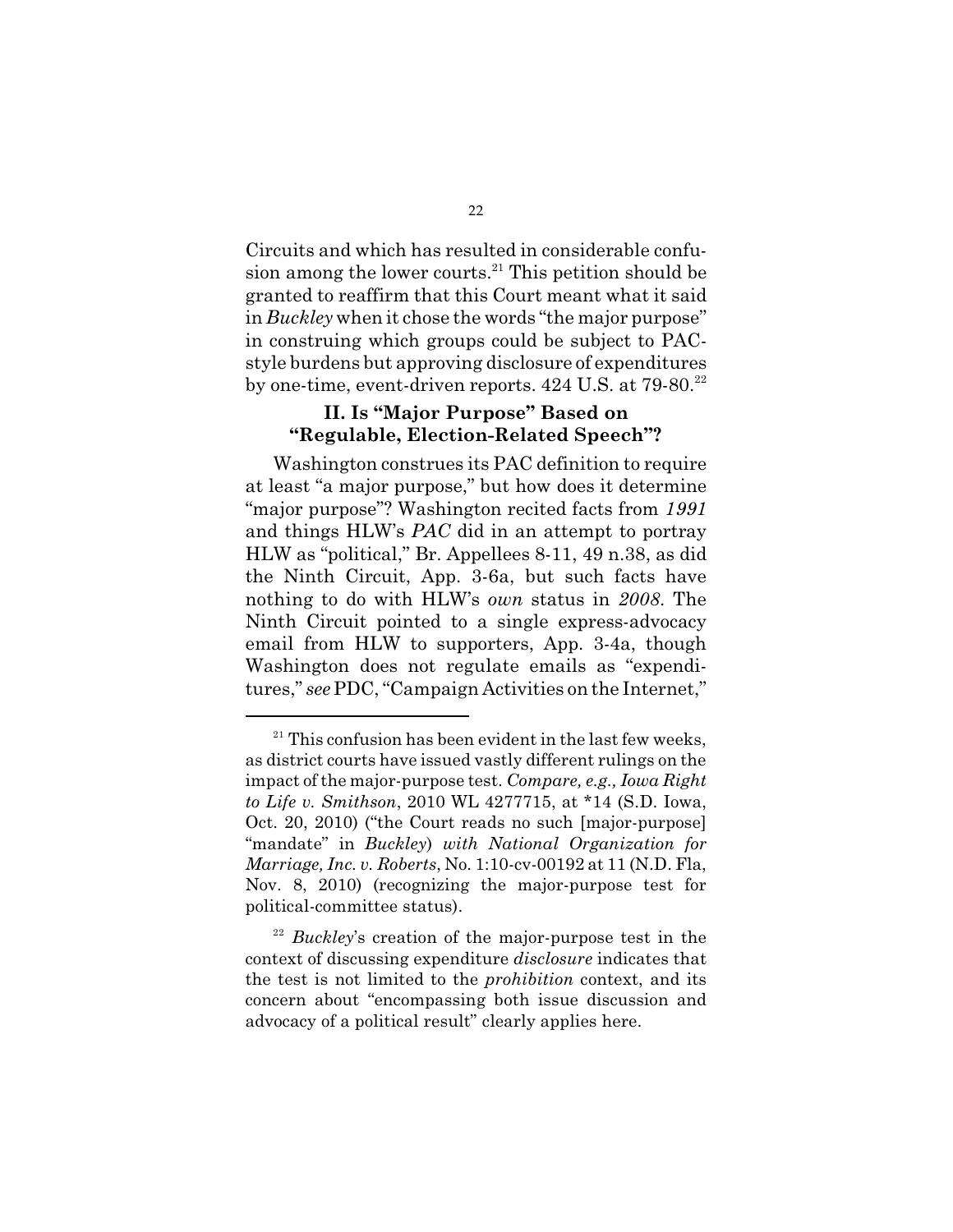Circuits and which has resulted in considerable confusion among the lower courts.[21] This petition should be granted to reaffirm that this Court meant what it said in *Buckley* when it chose the words "the major purpose" in construing which groups could be subject to PAC-style burdens but approving disclosure of expenditures by one-time, event-driven reports. 424 U.S. at 79-80.[22]

## II. Is "Major Purpose" Based on "Regulable, Election-Related Speech"?

Washington construes its PAC definition to require at least "a major purpose," but how does it determine "major purpose"? Washington recited facts from *1991* and things HLW's *PAC* did in an attempt to portray HLW as "political," Br. Appellees 8-11, 49 n.38, as did the Ninth Circuit, App. 3-6a, but such facts have nothing to do with HLW's *own* status in *2008*. The Ninth Circuit pointed to a single express-advocacy email from HLW to supporters, App. 3-4a, though Washington does not regulate emails as "expenditures," *see* PDC, "Campaign Activities on the Internet,"

---

[21] This confusion has been evident in the last few weeks, as district courts have issued vastly different rulings on the impact of the major-purpose test. *Compare, e.g., Iowa Right to Life v. Smithson*, 2010 WL 4277715, at *14 (S.D. Iowa, Oct. 20, 2010) ("the Court reads no such [major-purpose] "mandate" in *Buckley*) *with National Organization for Marriage, Inc. v. Roberts*, No. 1:10-cv-00192 at 11 (N.D. Fla, Nov. 8, 2010) (recognizing the major-purpose test for political-committee status).

[22] *Buckley*'s creation of the major-purpose test in the context of discussing expenditure *disclosure* indicates that the test is not limited to the *prohibition* context, and its concern about "encompassing both issue discussion and advocacy of a political result" clearly applies here.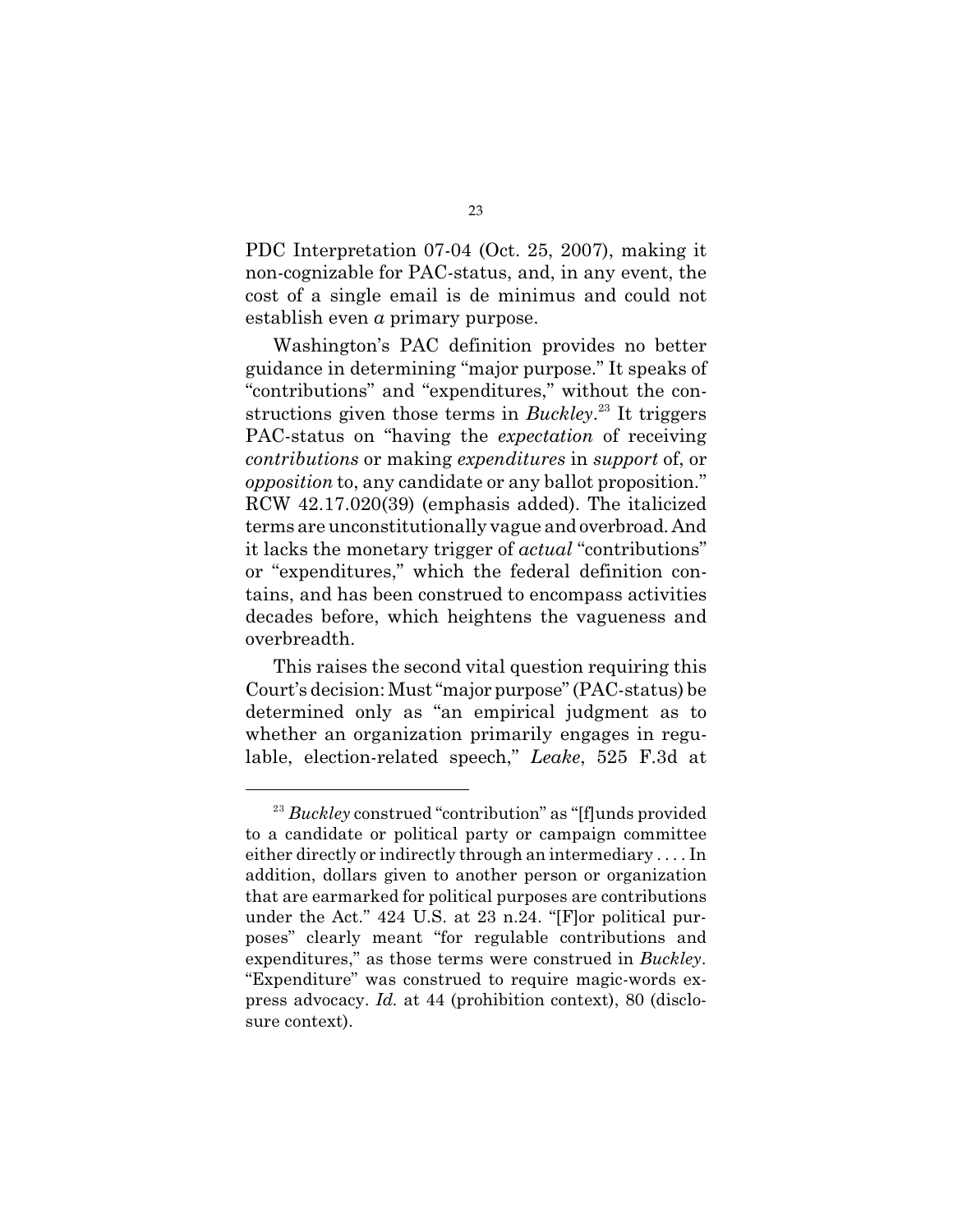PDC Interpretation 07-04 (Oct. 25, 2007), making it non-cognizable for PAC-status, and, in any event, the cost of a single email is de minimus and could not establish even *a* primary purpose.

Washington's PAC definition provides no better guidance in determining "major purpose." It speaks of "contributions" and "expenditures," without the constructions given those terms in *Buckley*.[23] It triggers PAC-status on "having the *expectation* of receiving *contributions* or making *expenditures* in *support* of, or *opposition* to, any candidate or any ballot proposition." RCW 42.17.020(39) (emphasis added). The italicized terms are unconstitutionally vague and overbroad. And it lacks the monetary trigger of *actual* "contributions" or "expenditures," which the federal definition contains, and has been construed to encompass activities decades before, which heightens the vagueness and overbreadth.

This raises the second vital question requiring this Court's decision: Must "major purpose" (PAC-status) be determined only as "an empirical judgment as to whether an organization primarily engages in regulable, election-related speech," *Leake*, 525 F.3d at

---

[23] *Buckley* construed "contribution" as "[f]unds provided to a candidate or political party or campaign committee either directly or indirectly through an intermediary . . . . In addition, dollars given to another person or organization that are earmarked for political purposes are contributions under the Act." 424 U.S. at 23 n.24. "[F]or political purposes" clearly meant "for regulable contributions and expenditures," as those terms were construed in *Buckley*. "Expenditure" was construed to require magic-words express advocacy. *Id.* at 44 (prohibition context), 80 (disclosure context).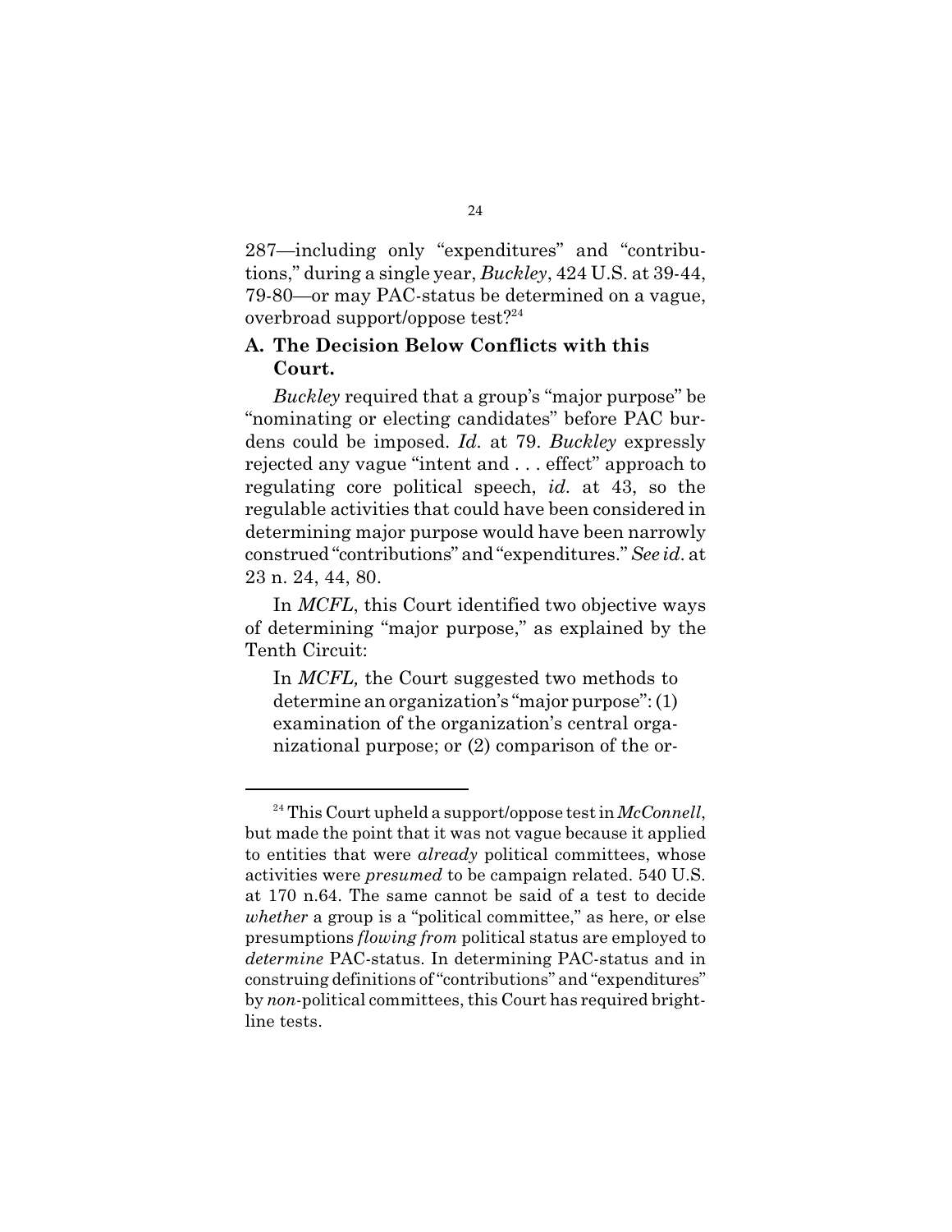287—including only "expenditures" and "contributions," during a single year, *Buckley*, 424 U.S. at 39-44, 79-80—or may PAC-status be determined on a vague, overbroad support/oppose test?[24]

### A. The Decision Below Conflicts with this Court.

*Buckley* required that a group's "major purpose" be "nominating or electing candidates" before PAC burdens could be imposed. *Id.* at 79. *Buckley* expressly rejected any vague "intent and . . . effect" approach to regulating core political speech, *id.* at 43, so the regulable activities that could have been considered in determining major purpose would have been narrowly construed "contributions" and "expenditures." *See id.* at 23 n. 24, 44, 80.

In *MCFL*, this Court identified two objective ways of determining "major purpose," as explained by the Tenth Circuit:

> In *MCFL,* the Court suggested two methods to determine an organization's "major purpose": (1) examination of the organization's central organizational purpose; or (2) comparison of the or-

---

[24] This Court upheld a support/oppose test in *McConnell*, but made the point that it was not vague because it applied to entities that were *already* political committees, whose activities were *presumed* to be campaign related. 540 U.S. at 170 n.64. The same cannot be said of a test to decide *whether* a group is a "political committee," as here, or else presumptions *flowing from* political status are employed to *determine* PAC-status. In determining PAC-status and in construing definitions of "contributions" and "expenditures" by *non*-political committees, this Court has required bright-line tests.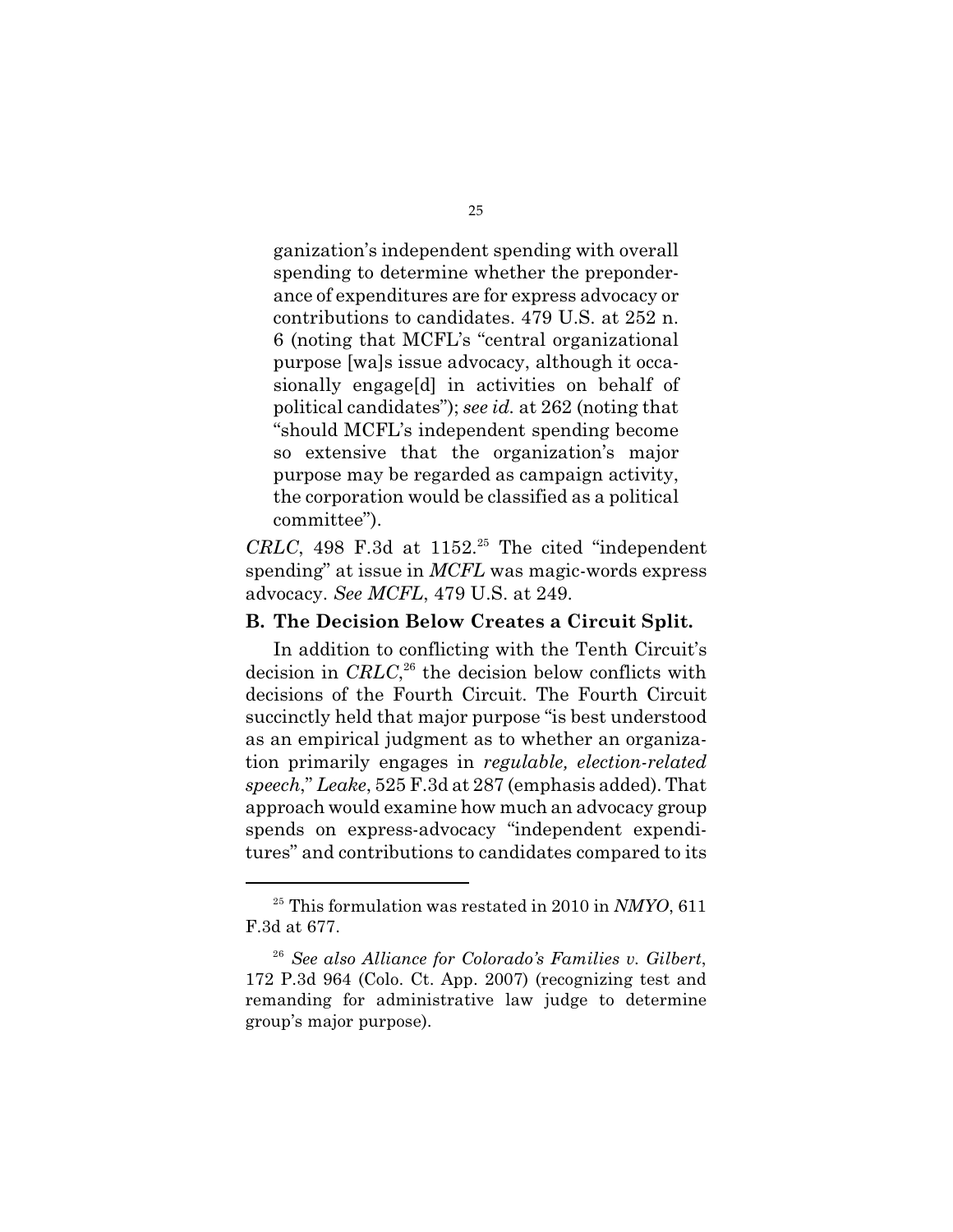> ganization's independent spending with overall spending to determine whether the preponderance of expenditures are for express advocacy or contributions to candidates. 479 U.S. at 252 n. 6 (noting that MCFL's "central organizational purpose [wa]s issue advocacy, although it occasionally engage[d] in activities on behalf of political candidates"); *see id.* at 262 (noting that "should MCFL's independent spending become so extensive that the organization's major purpose may be regarded as campaign activity, the corporation would be classified as a political committee").

*CRLC*, 498 F.3d at 1152.[25] The cited "independent spending" at issue in *MCFL* was magic-words express advocacy. *See MCFL*, 479 U.S. at 249.

### B. The Decision Below Creates a Circuit Split.

In addition to conflicting with the Tenth Circuit's decision in *CRLC*,[26] the decision below conflicts with decisions of the Fourth Circuit. The Fourth Circuit succinctly held that major purpose "is best understood as an empirical judgment as to whether an organization primarily engages in *regulable, election-related speech*," *Leake*, 525 F.3d at 287 (emphasis added). That approach would examine how much an advocacy group spends on express-advocacy "independent expenditures" and contributions to candidates compared to its

---

[25] This formulation was restated in 2010 in *NMYO*, 611 F.3d at 677.

[26] *See also Alliance for Colorado's Families v. Gilbert*, 172 P.3d 964 (Colo. Ct. App. 2007) (recognizing test and remanding for administrative law judge to determine group's major purpose).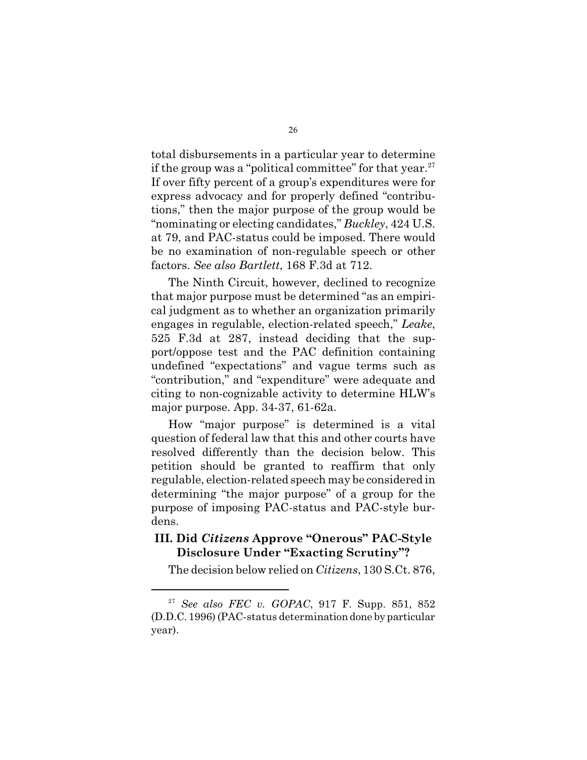total disbursements in a particular year to determine if the group was a "political committee" for that year.[27] If over fifty percent of a group's expenditures were for express advocacy and for properly defined "contributions," then the major purpose of the group would be "nominating or electing candidates," *Buckley*, 424 U.S. at 79, and PAC-status could be imposed. There would be no examination of non-regulable speech or other factors. *See also Bartlett*, 168 F.3d at 712.

The Ninth Circuit, however, declined to recognize that major purpose must be determined "as an empirical judgment as to whether an organization primarily engages in regulable, election-related speech," *Leake*, 525 F.3d at 287, instead deciding that the support/oppose test and the PAC definition containing undefined "expectations" and vague terms such as "contribution," and "expenditure" were adequate and citing to non-cognizable activity to determine HLW's major purpose. App. 34-37, 61-62a.

How "major purpose" is determined is a vital question of federal law that this and other courts have resolved differently than the decision below. This petition should be granted to reaffirm that only regulable, election-related speech may be considered in determining "the major purpose" of a group for the purpose of imposing PAC-status and PAC-style burdens.

### III. Did *Citizens* Approve "Onerous" PAC-Style Disclosure Under "Exacting Scrutiny"?

The decision below relied on *Citizens*, 130 S.Ct. 876,

---

[27] *See also FEC v. GOPAC*, 917 F. Supp. 851, 852 (D.D.C. 1996) (PAC-status determination done by particular year).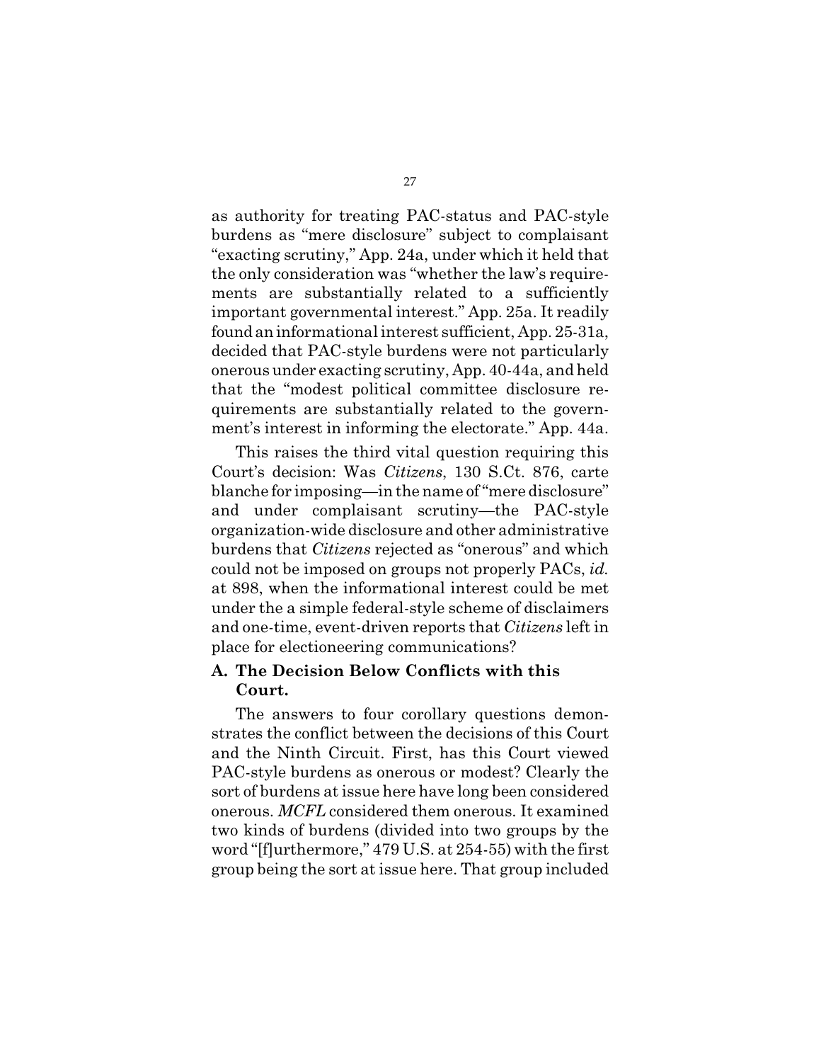as authority for treating PAC-status and PAC-style burdens as "mere disclosure" subject to complaisant "exacting scrutiny," App. 24a, under which it held that the only consideration was "whether the law's requirements are substantially related to a sufficiently important governmental interest." App. 25a. It readily found an informational interest sufficient, App. 25-31a, decided that PAC-style burdens were not particularly onerous under exacting scrutiny, App. 40-44a, and held that the "modest political committee disclosure requirements are substantially related to the government's interest in informing the electorate." App. 44a.

This raises the third vital question requiring this Court's decision: Was *Citizens*, 130 S.Ct. 876, carte blanche for imposing—in the name of "mere disclosure" and under complaisant scrutiny—the PAC-style organization-wide disclosure and other administrative burdens that *Citizens* rejected as "onerous" and which could not be imposed on groups not properly PACs, *id.* at 898, when the informational interest could be met under the a simple federal-style scheme of disclaimers and one-time, event-driven reports that *Citizens* left in place for electioneering communications?

### A. The Decision Below Conflicts with this Court.

The answers to four corollary questions demonstrates the conflict between the decisions of this Court and the Ninth Circuit. First, has this Court viewed PAC-style burdens as onerous or modest? Clearly the sort of burdens at issue here have long been considered onerous. *MCFL* considered them onerous. It examined two kinds of burdens (divided into two groups by the word "[f]urthermore," 479 U.S. at 254-55) with the first group being the sort at issue here. That group included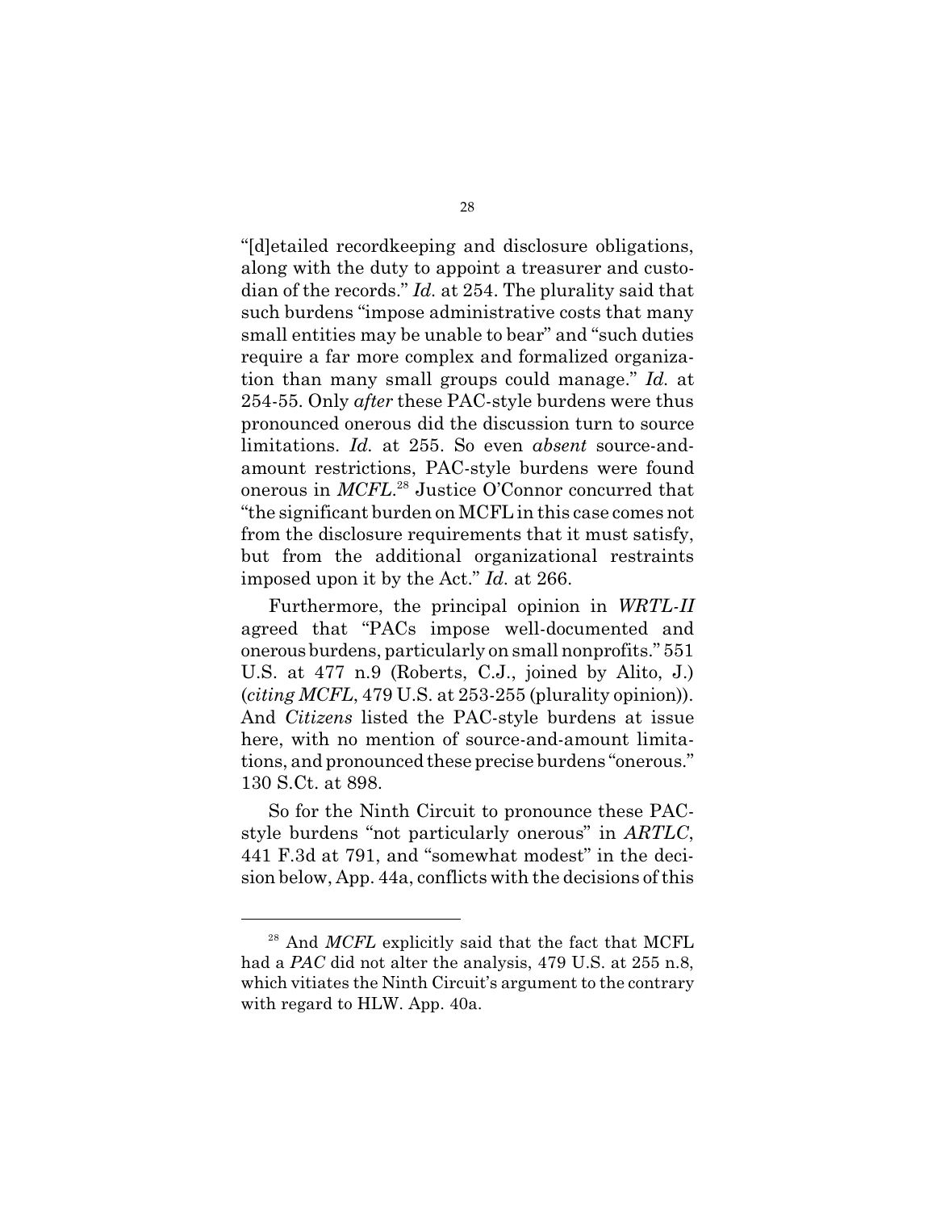"[d]etailed recordkeeping and disclosure obligations, along with the duty to appoint a treasurer and custodian of the records." *Id.* at 254. The plurality said that such burdens "impose administrative costs that many small entities may be unable to bear" and "such duties require a far more complex and formalized organization than many small groups could manage." *Id.* at 254-55. Only *after* these PAC-style burdens were thus pronounced onerous did the discussion turn to source limitations. *Id.* at 255. So even *absent* source-and-amount restrictions, PAC-style burdens were found onerous in *MCFL*.[28] Justice O'Connor concurred that "the significant burden on MCFL in this case comes not from the disclosure requirements that it must satisfy, but from the additional organizational restraints imposed upon it by the Act." *Id.* at 266.

Furthermore, the principal opinion in *WRTL-II* agreed that "PACs impose well-documented and onerous burdens, particularly on small nonprofits." 551 U.S. at 477 n.9 (Roberts, C.J., joined by Alito, J.) (*citing MCFL*, 479 U.S. at 253-255 (plurality opinion)). And *Citizens* listed the PAC-style burdens at issue here, with no mention of source-and-amount limitations, and pronounced these precise burdens "onerous." 130 S.Ct. at 898.

So for the Ninth Circuit to pronounce these PAC-style burdens "not particularly onerous" in *ARTLC*, 441 F.3d at 791, and "somewhat modest" in the decision below, App. 44a, conflicts with the decisions of this

---

[28] And *MCFL* explicitly said that the fact that MCFL had a *PAC* did not alter the analysis, 479 U.S. at 255 n.8, which vitiates the Ninth Circuit's argument to the contrary with regard to HLW. App. 40a.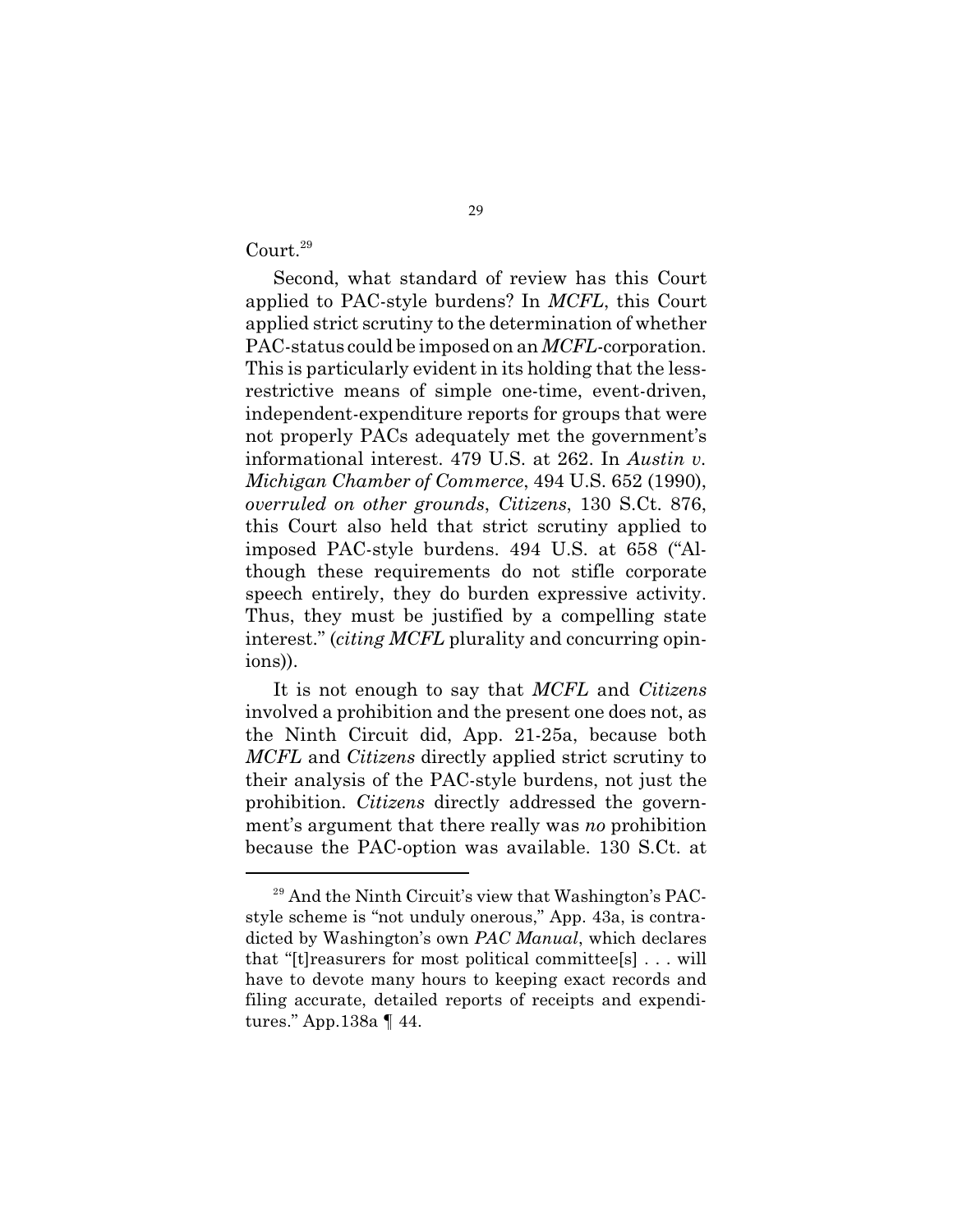Court.[29]

Second, what standard of review has this Court applied to PAC-style burdens? In *MCFL*, this Court applied strict scrutiny to the determination of whether PAC-status could be imposed on an *MCFL*-corporation. This is particularly evident in its holding that the less-restrictive means of simple one-time, event-driven, independent-expenditure reports for groups that were not properly PACs adequately met the government's informational interest. 479 U.S. at 262. In *Austin v. Michigan Chamber of Commerce*, 494 U.S. 652 (1990), *overruled on other grounds*, *Citizens*, 130 S.Ct. 876, this Court also held that strict scrutiny applied to imposed PAC-style burdens. 494 U.S. at 658 ("Although these requirements do not stifle corporate speech entirely, they do burden expressive activity. Thus, they must be justified by a compelling state interest." (*citing MCFL* plurality and concurring opinions)).

It is not enough to say that *MCFL* and *Citizens* involved a prohibition and the present one does not, as the Ninth Circuit did, App. 21-25a, because both *MCFL* and *Citizens* directly applied strict scrutiny to their analysis of the PAC-style burdens, not just the prohibition. *Citizens* directly addressed the government's argument that there really was *no* prohibition because the PAC-option was available. 130 S.Ct. at

[29] And the Ninth Circuit's view that Washington's PAC-style scheme is "not unduly onerous," App. 43a, is contradicted by Washington's own *PAC Manual*, which declares that "[t]reasurers for most political committee[s] . . . will have to devote many hours to keeping exact records and filing accurate, detailed reports of receipts and expenditures." App.138a ¶ 44.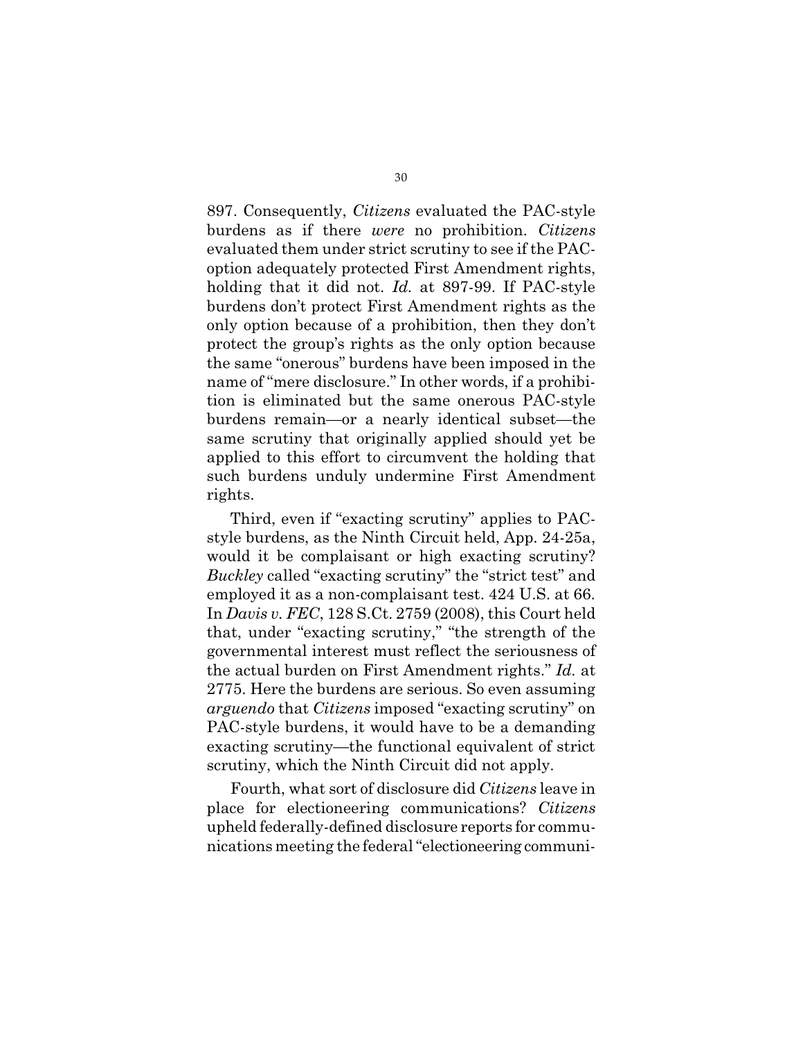897. Consequently, *Citizens* evaluated the PAC-style burdens as if there *were* no prohibition. *Citizens* evaluated them under strict scrutiny to see if the PAC-option adequately protected First Amendment rights, holding that it did not. *Id.* at 897-99. If PAC-style burdens don't protect First Amendment rights as the only option because of a prohibition, then they don't protect the group's rights as the only option because the same "onerous" burdens have been imposed in the name of "mere disclosure." In other words, if a prohibition is eliminated but the same onerous PAC-style burdens remain—or a nearly identical subset—the same scrutiny that originally applied should yet be applied to this effort to circumvent the holding that such burdens unduly undermine First Amendment rights.

Third, even if "exacting scrutiny" applies to PAC-style burdens, as the Ninth Circuit held, App. 24-25a, would it be complaisant or high exacting scrutiny? *Buckley* called "exacting scrutiny" the "strict test" and employed it as a non-complaisant test. 424 U.S. at 66. In *Davis v. FEC*, 128 S.Ct. 2759 (2008), this Court held that, under "exacting scrutiny," "the strength of the governmental interest must reflect the seriousness of the actual burden on First Amendment rights." *Id.* at 2775. Here the burdens are serious. So even assuming *arguendo* that *Citizens* imposed "exacting scrutiny" on PAC-style burdens, it would have to be a demanding exacting scrutiny—the functional equivalent of strict scrutiny, which the Ninth Circuit did not apply.

Fourth, what sort of disclosure did *Citizens* leave in place for electioneering communications? *Citizens* upheld federally-defined disclosure reports for communications meeting the federal "electioneering communi-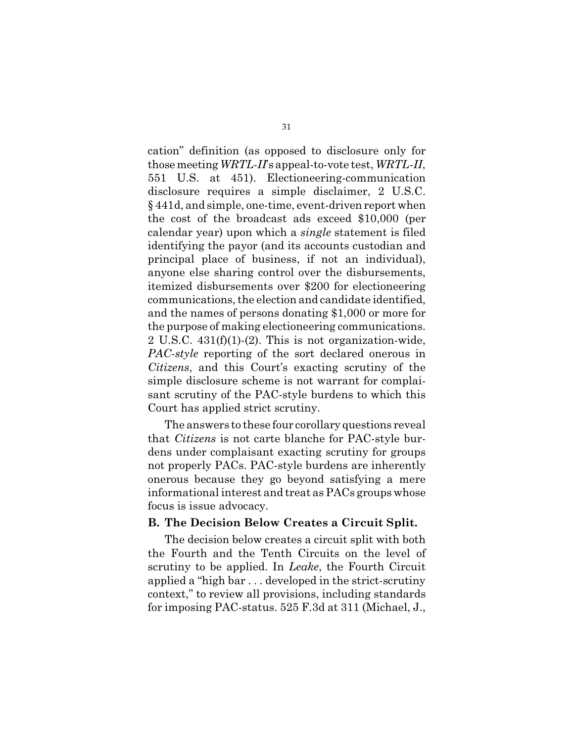cation" definition (as opposed to disclosure only for those meeting *WRTL-II*'s appeal-to-vote test, *WRTL-II*, 551 U.S. at 451). Electioneering-communication disclosure requires a simple disclaimer, 2 U.S.C. § 441d, and simple, one-time, event-driven report when the cost of the broadcast ads exceed $10,000 (per calendar year) upon which a *single* statement is filed identifying the payor (and its accounts custodian and principal place of business, if not an individual), anyone else sharing control over the disbursements, itemized disbursements over $200 for electioneering communications, the election and candidate identified, and the names of persons donating $1,000 or more for the purpose of making electioneering communications. 2 U.S.C. 431(f)(1)-(2). This is not organization-wide, *PAC-style* reporting of the sort declared onerous in *Citizens*, and this Court's exacting scrutiny of the simple disclosure scheme is not warrant for complaisant scrutiny of the PAC-style burdens to which this Court has applied strict scrutiny.

The answers to these four corollary questions reveal that *Citizens* is not carte blanche for PAC-style burdens under complaisant exacting scrutiny for groups not properly PACs. PAC-style burdens are inherently onerous because they go beyond satisfying a mere informational interest and treat as PACs groups whose focus is issue advocacy.

### B. The Decision Below Creates a Circuit Split.

The decision below creates a circuit split with both the Fourth and the Tenth Circuits on the level of scrutiny to be applied. In *Leake*, the Fourth Circuit applied a "high bar . . . developed in the strict-scrutiny context," to review all provisions, including standards for imposing PAC-status. 525 F.3d at 311 (Michael, J.,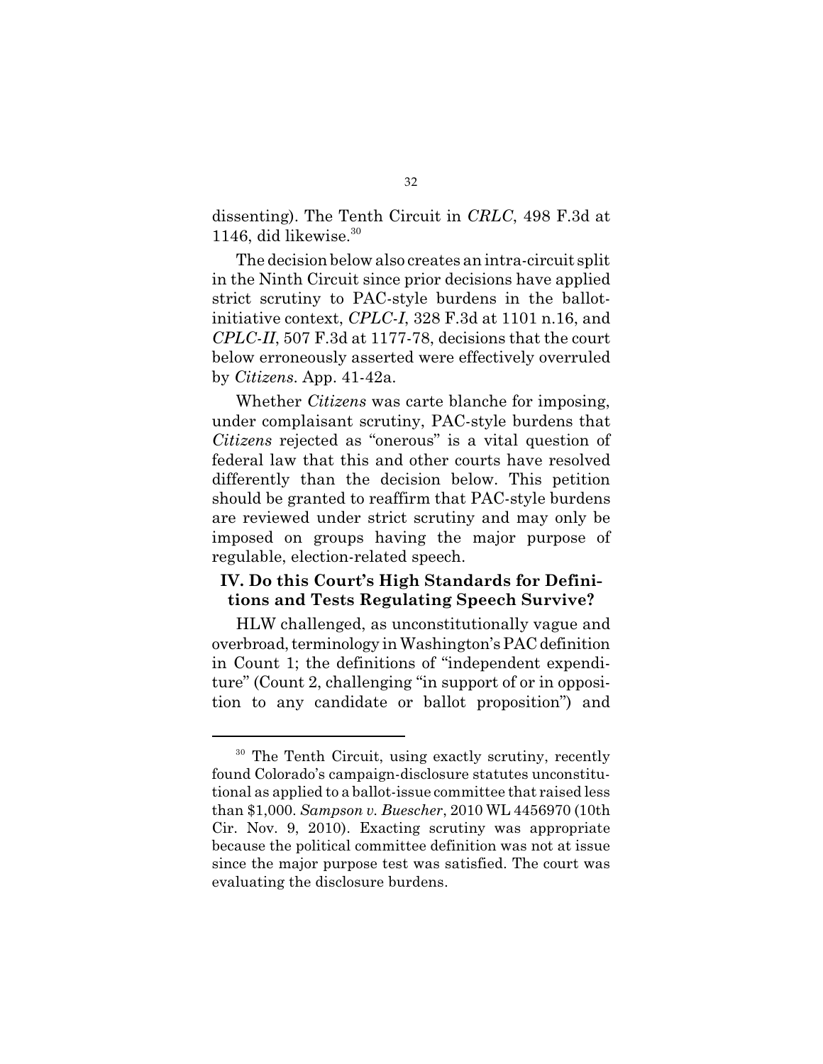dissenting). The Tenth Circuit in *CRLC*, 498 F.3d at 1146, did likewise.[30]

The decision below also creates an intra-circuit split in the Ninth Circuit since prior decisions have applied strict scrutiny to PAC-style burdens in the ballot-initiative context, *CPLC-I*, 328 F.3d at 1101 n.16, and *CPLC-II*, 507 F.3d at 1177-78, decisions that the court below erroneously asserted were effectively overruled by *Citizens*. App. 41-42a.

Whether *Citizens* was carte blanche for imposing, under complaisant scrutiny, PAC-style burdens that *Citizens* rejected as "onerous" is a vital question of federal law that this and other courts have resolved differently than the decision below. This petition should be granted to reaffirm that PAC-style burdens are reviewed under strict scrutiny and may only be imposed on groups having the major purpose of regulable, election-related speech.

### IV. Do this Court's High Standards for Definitions and Tests Regulating Speech Survive?

HLW challenged, as unconstitutionally vague and overbroad, terminology in Washington's PAC definition in Count 1; the definitions of "independent expenditure" (Count 2, challenging "in support of or in opposition to any candidate or ballot proposition") and

---

[30] The Tenth Circuit, using exactly scrutiny, recently found Colorado's campaign-disclosure statutes unconstitutional as applied to a ballot-issue committee that raised less than $1,000. *Sampson v. Buescher*, 2010 WL 4456970 (10th Cir. Nov. 9, 2010). Exacting scrutiny was appropriate because the political committee definition was not at issue since the major purpose test was satisfied. The court was evaluating the disclosure burdens.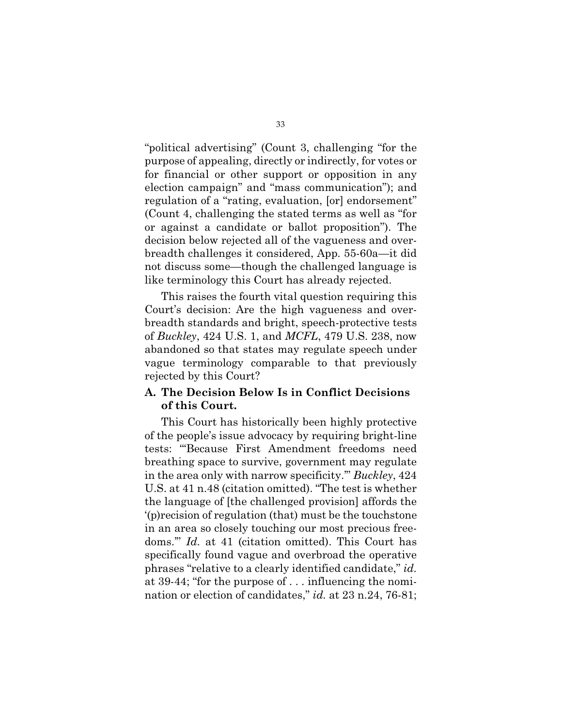"political advertising" (Count 3, challenging "for the purpose of appealing, directly or indirectly, for votes or for financial or other support or opposition in any election campaign" and "mass communication"); and regulation of a "rating, evaluation, [or] endorsement" (Count 4, challenging the stated terms as well as "for or against a candidate or ballot proposition"). The decision below rejected all of the vagueness and overbreadth challenges it considered, App. 55-60a—it did not discuss some—though the challenged language is like terminology this Court has already rejected.

This raises the fourth vital question requiring this Court's decision: Are the high vagueness and overbreadth standards and bright, speech-protective tests of *Buckley*, 424 U.S. 1, and *MCFL*, 479 U.S. 238, now abandoned so that states may regulate speech under vague terminology comparable to that previously rejected by this Court?

### A. The Decision Below Is in Conflict Decisions of this Court.

This Court has historically been highly protective of the people's issue advocacy by requiring bright-line tests: "'Because First Amendment freedoms need breathing space to survive, government may regulate in the area only with narrow specificity.'" *Buckley*, 424 U.S. at 41 n.48 (citation omitted). "The test is whether the language of [the challenged provision] affords the '(p)recision of regulation (that) must be the touchstone in an area so closely touching our most precious freedoms.'" *Id.* at 41 (citation omitted). This Court has specifically found vague and overbroad the operative phrases "relative to a clearly identified candidate," *id.* at 39-44; "for the purpose of . . . influencing the nomination or election of candidates," *id.* at 23 n.24, 76-81;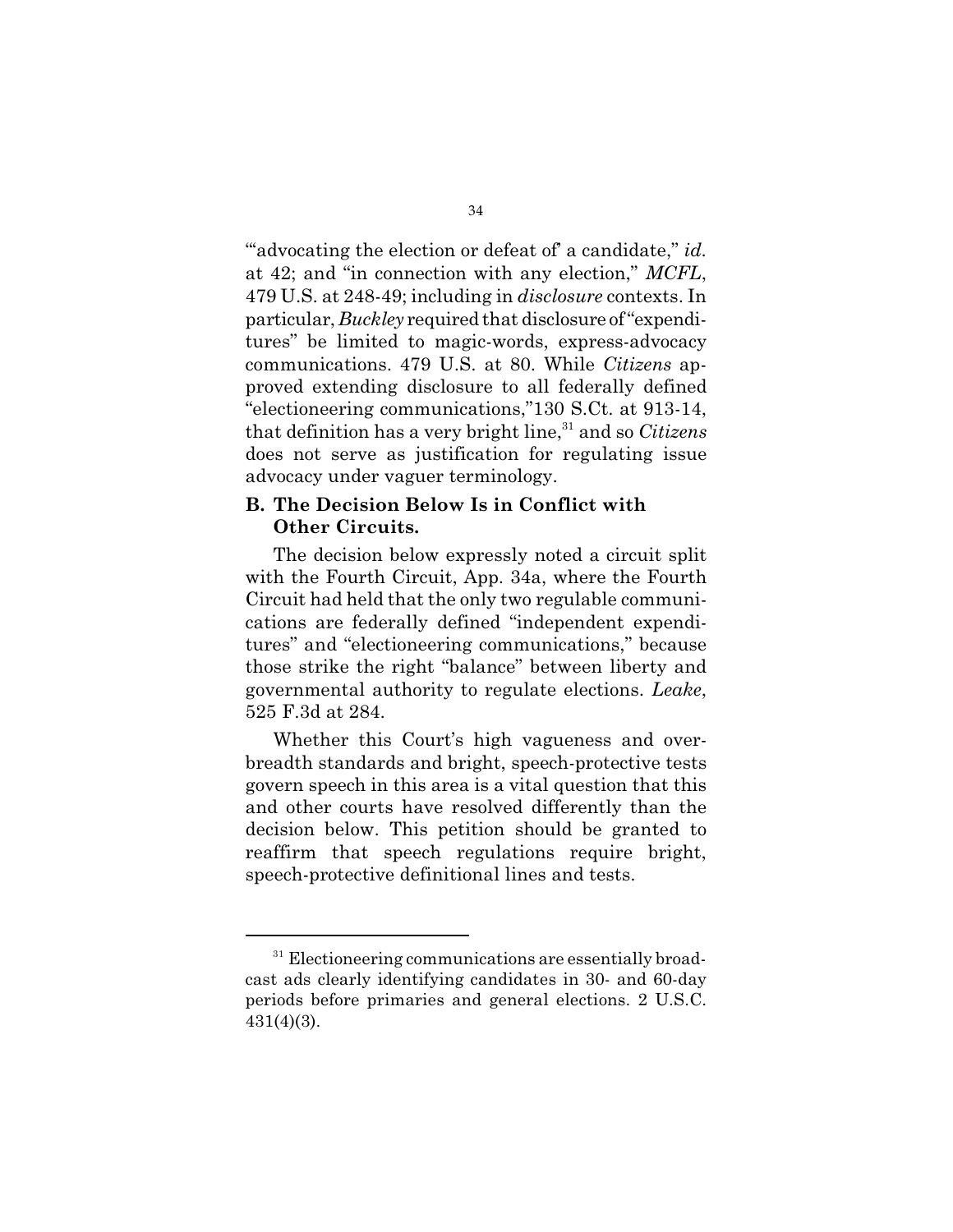"'advocating the election or defeat of' a candidate," *id.* at 42; and "in connection with any election," *MCFL*, 479 U.S. at 248-49; including in *disclosure* contexts. In particular, *Buckley* required that disclosure of "expenditures" be limited to magic-words, express-advocacy communications. 479 U.S. at 80. While *Citizens* approved extending disclosure to all federally defined "electioneering communications,"130 S.Ct. at 913-14, that definition has a very bright line,[31] and so *Citizens* does not serve as justification for regulating issue advocacy under vaguer terminology.

**B. The Decision Below Is in Conflict with Other Circuits.**

The decision below expressly noted a circuit split with the Fourth Circuit, App. 34a, where the Fourth Circuit had held that the only two regulable communications are federally defined "independent expenditures" and "electioneering communications," because those strike the right "balance" between liberty and governmental authority to regulate elections. *Leake*, 525 F.3d at 284.

Whether this Court's high vagueness and overbreadth standards and bright, speech-protective tests govern speech in this area is a vital question that this and other courts have resolved differently than the decision below. This petition should be granted to reaffirm that speech regulations require bright, speech-protective definitional lines and tests.

---

[31] Electioneering communications are essentially broadcast ads clearly identifying candidates in 30- and 60-day periods before primaries and general elections. 2 U.S.C. 431(4)(3).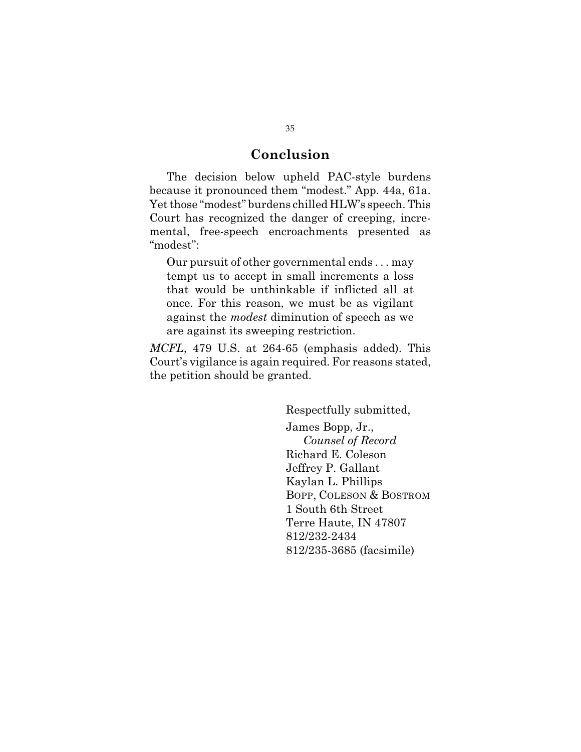## Conclusion

The decision below upheld PAC-style burdens because it pronounced them "modest." App. 44a, 61a. Yet those "modest" burdens chilled HLW's speech. This Court has recognized the danger of creeping, incremental, free-speech encroachments presented as "modest":

> Our pursuit of other governmental ends . . . may tempt us to accept in small increments a loss that would be unthinkable if inflicted all at once. For this reason, we must be as vigilant against the *modest* diminution of speech as we are against its sweeping restriction.

*MCFL*, 479 U.S. at 264-65 (emphasis added). This Court's vigilance is again required. For reasons stated, the petition should be granted.

Respectfully submitted,

James Bopp, Jr.,
*Counsel of Record*
Richard E. Coleson
Jeffrey P. Gallant
Kaylan L. Phillips
BOPP, COLESON & BOSTROM
1 South 6th Street
Terre Haute, IN 47807
812/232-2434
812/235-3685 (facsimile)